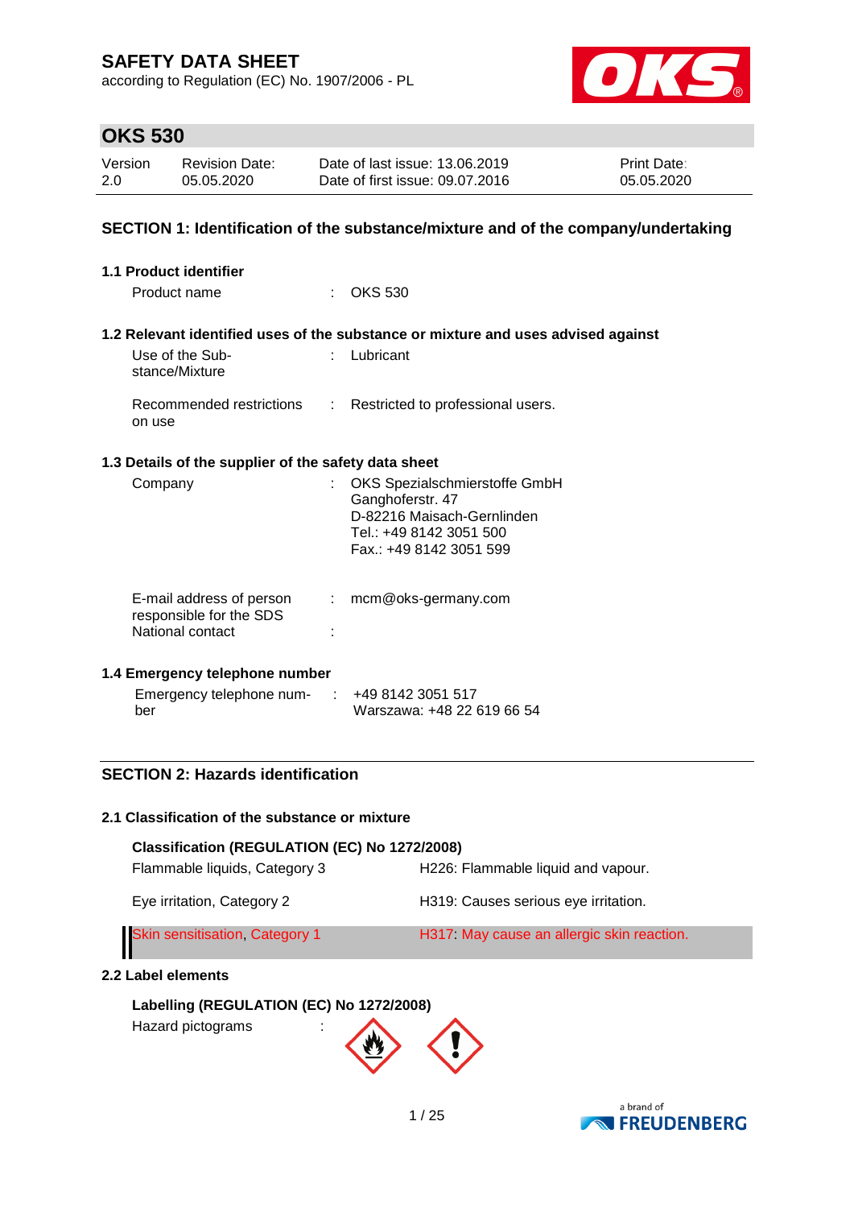# SAFETY DATA SHEET

according to Regulation (EC) No. 1907/2006 - PL

## OKS 530

| Version | Revision Date: | Date of last issue: 13.06.2019 | Print Date: |
|---|---|---|---|
| 2.0 | 05.05.2020 | Date of first issue: 09.07.2016 | 05.05.2020 |

## SECTION 1: Identification of the substance/mixture and of the company/undertaking

### 1.1 Product identifier

Product name : OKS 530

### 1.2 Relevant identified uses of the substance or mixture and uses advised against

Use of the Substance/Mixture : Lubricant

Recommended restrictions on use : Restricted to professional users.

### 1.3 Details of the supplier of the safety data sheet

Company : OKS Spezialschmierstoffe GmbH
Ganghoferstr. 47
D-82216 Maisach-Gernlinden
Tel.: +49 8142 3051 500
Fax.: +49 8142 3051 599

E-mail address of person responsible for the SDS : mcm@oks-germany.com

National contact :

### 1.4 Emergency telephone number

Emergency telephone number : +49 8142 3051 517
Warszawa: +48 22 619 66 54

## SECTION 2: Hazards identification

### 2.1 Classification of the substance or mixture

**Classification (REGULATION (EC) No 1272/2008)**

| | |
|---|---|
| Flammable liquids, Category 3 | H226: Flammable liquid and vapour. |
| Eye irritation, Category 2 | H319: Causes serious eye irritation. |
| Skin sensitisation, Category 1 | H317: May cause an allergic skin reaction. |

### 2.2 Label elements

**Labelling (REGULATION (EC) No 1272/2008)**

Hazard pictograms :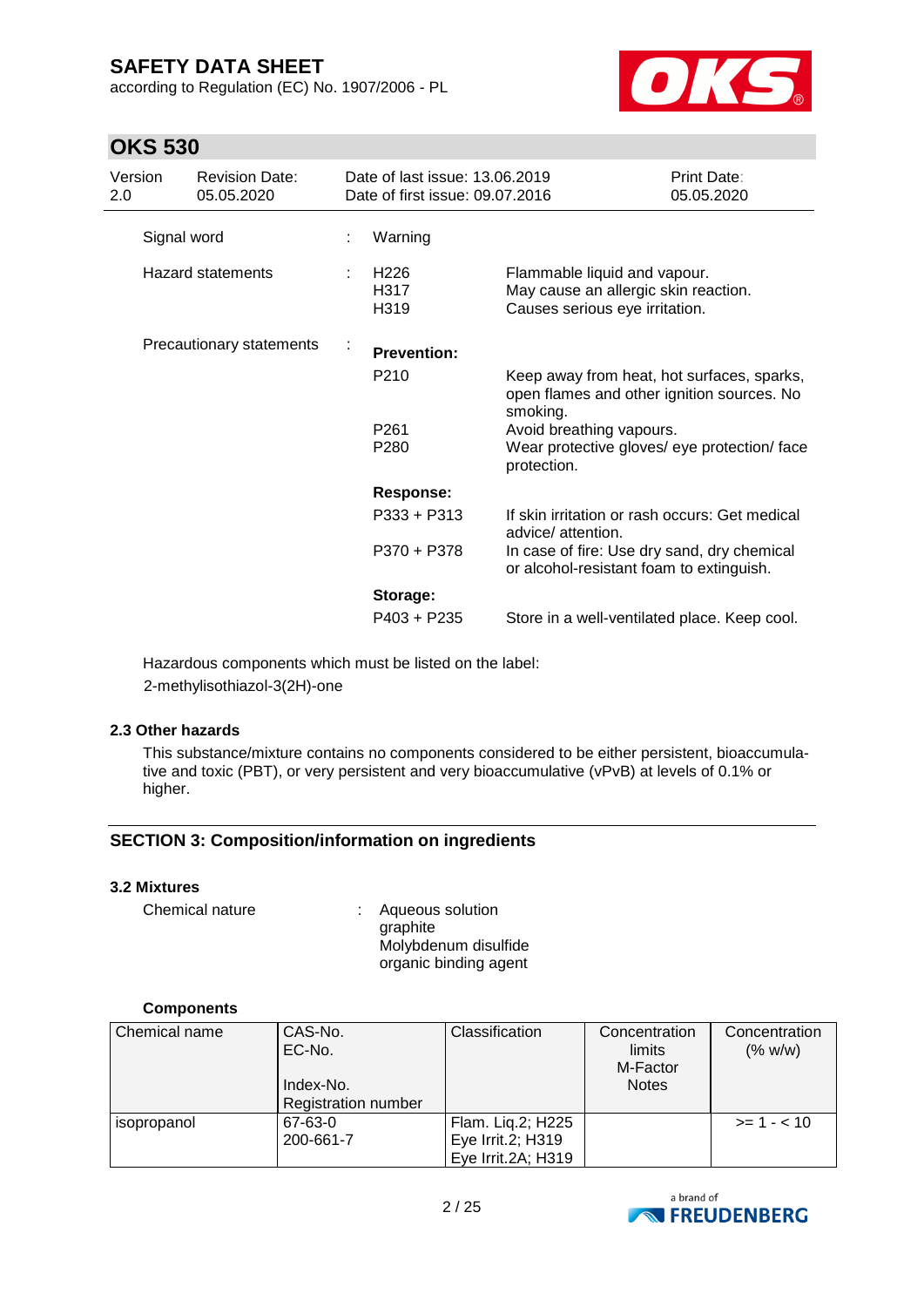Signal word : Warning

Hazard statements :

| | |
|---|---|
| H226 | Flammable liquid and vapour. |
| H317 | May cause an allergic skin reaction. |
| H319 | Causes serious eye irritation. |

Precautionary statements :

**Prevention:**

| | |
|---|---|
| P210 | Keep away from heat, hot surfaces, sparks, open flames and other ignition sources. No smoking. |
| P261 | Avoid breathing vapours. |
| P280 | Wear protective gloves/ eye protection/ face protection. |

**Response:**

| | |
|---|---|
| P333 + P313 | If skin irritation or rash occurs: Get medical advice/ attention. |
| P370 + P378 | In case of fire: Use dry sand, dry chemical or alcohol-resistant foam to extinguish. |

**Storage:**

| | |
|---|---|
| P403 + P235 | Store in a well-ventilated place. Keep cool. |

Hazardous components which must be listed on the label:
2-methylisothiazol-3(2H)-one

### 2.3 Other hazards

This substance/mixture contains no components considered to be either persistent, bioaccumulative and toxic (PBT), or very persistent and very bioaccumulative (vPvB) at levels of 0.1% or higher.

## SECTION 3: Composition/information on ingredients

### 3.2 Mixtures

Chemical nature : Aqueous solution
graphite
Molybdenum disulfide
organic binding agent

**Components**

| Chemical name | CAS-No.<br>EC-No.<br><br>Index-No.<br>Registration number | Classification | Concentration limits<br>M-Factor<br>Notes | Concentration (% w/w) |
|---|---|---|---|---|
| isopropanol | 67-63-0<br>200-661-7 | Flam. Liq.2; H225<br>Eye Irrit.2; H319<br>Eye Irrit.2A; H319 | | >= 1 - < 10 |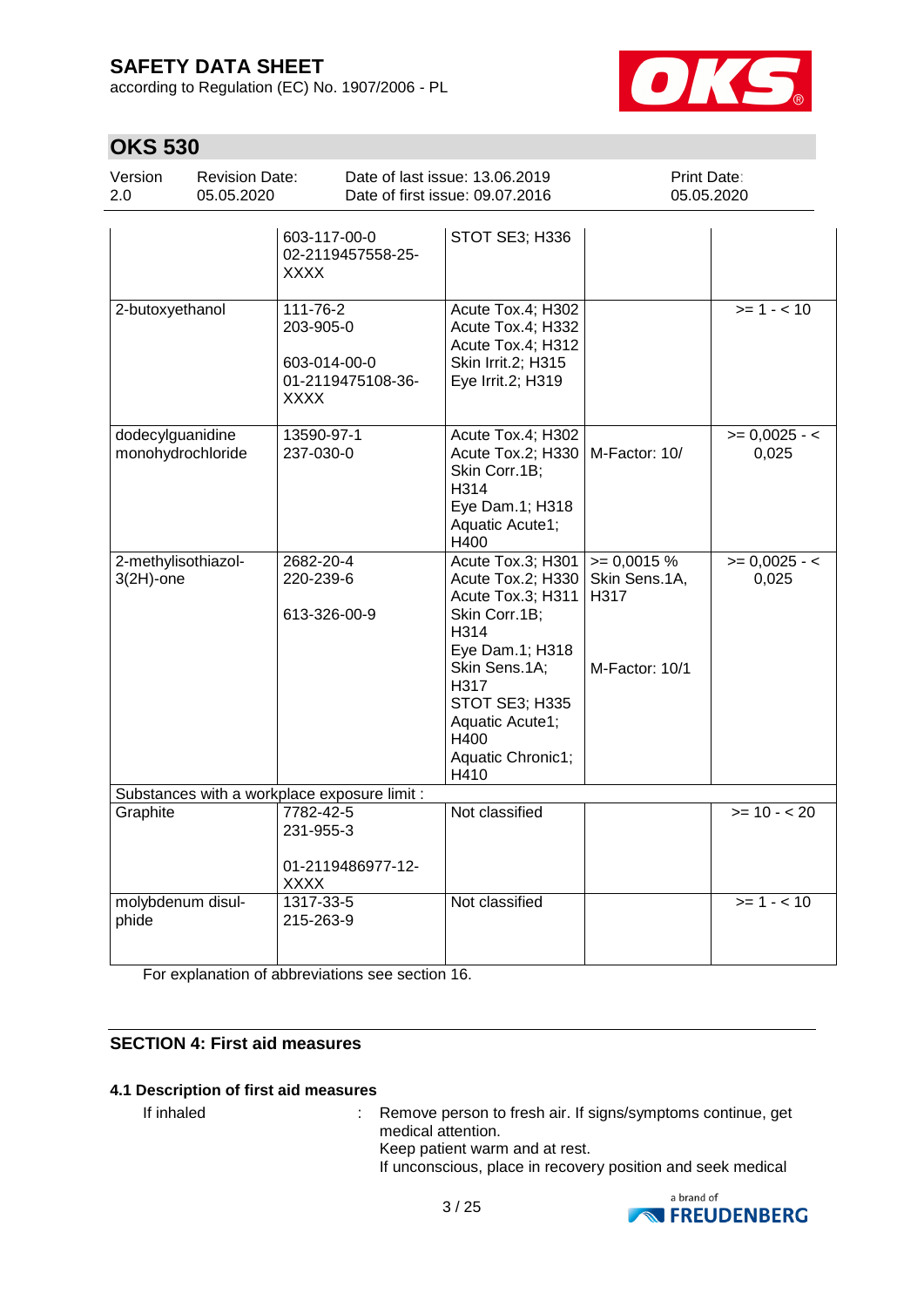| | | | | |
|---|---|---|---|---|
| | 603-117-00-0<br>02-2119457558-25-XXXX | STOT SE3; H336 | | |
| 2-butoxyethanol | 111-76-2<br>203-905-0<br><br>603-014-00-0<br>01-2119475108-36-XXXX | Acute Tox.4; H302<br>Acute Tox.4; H332<br>Acute Tox.4; H312<br>Skin Irrit.2; H315<br>Eye Irrit.2; H319 | | >= 1 - < 10 |
| dodecylguanidine monohydrochloride | 13590-97-1<br>237-030-0 | Acute Tox.4; H302<br>Acute Tox.2; H330<br>Skin Corr.1B; H314<br>Eye Dam.1; H318<br>Aquatic Acute1; H400 | M-Factor: 10/ | >= 0,0025 - < 0,025 |
| 2-methylisothiazol-3(2H)-one | 2682-20-4<br>220-239-6<br><br>613-326-00-9 | Acute Tox.3; H301<br>Acute Tox.2; H330<br>Acute Tox.3; H311<br>Skin Corr.1B; H314<br>Eye Dam.1; H318<br>Skin Sens.1A; H317<br>STOT SE3; H335<br>Aquatic Acute1; H400<br>Aquatic Chronic1; H410 | >= 0,0015 %<br>Skin Sens.1A, H317<br><br>M-Factor: 10/1 | >= 0,0025 - < 0,025 |
| Substances with a workplace exposure limit : | | | | |
| Graphite | 7782-42-5<br>231-955-3<br><br>01-2119486977-12-XXXX | Not classified | | >= 10 - < 20 |
| molybdenum disulphide | 1317-33-5<br>215-263-9 | Not classified | | >= 1 - < 10 |

For explanation of abbreviations see section 16.

## SECTION 4: First aid measures

### 4.1 Description of first aid measures

If inhaled : Remove person to fresh air. If signs/symptoms continue, get medical attention.
Keep patient warm and at rest.
If unconscious, place in recovery position and seek medical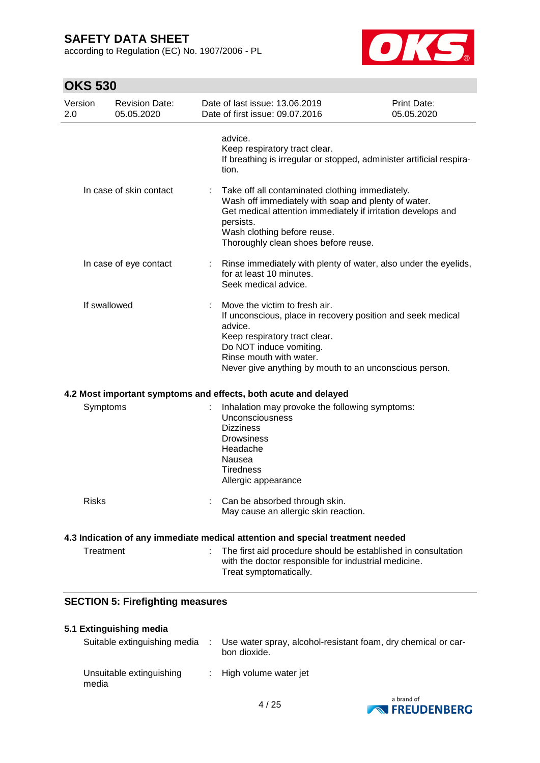advice.
Keep respiratory tract clear.
If breathing is irregular or stopped, administer artificial respiration.

| | | |
|---|---|---|
| In case of skin contact | : | Take off all contaminated clothing immediately.<br>Wash off immediately with soap and plenty of water.<br>Get medical attention immediately if irritation develops and persists.<br>Wash clothing before reuse.<br>Thoroughly clean shoes before reuse. |
| In case of eye contact | : | Rinse immediately with plenty of water, also under the eyelids, for at least 10 minutes.<br>Seek medical advice. |
| If swallowed | : | Move the victim to fresh air.<br>If unconscious, place in recovery position and seek medical advice.<br>Keep respiratory tract clear.<br>Do NOT induce vomiting.<br>Rinse mouth with water.<br>Never give anything by mouth to an unconscious person. |

### 4.2 Most important symptoms and effects, both acute and delayed

| | | |
|---|---|---|
| Symptoms | : | Inhalation may provoke the following symptoms:<br>Unconsciousness<br>Dizziness<br>Drowsiness<br>Headache<br>Nausea<br>Tiredness<br>Allergic appearance |
| Risks | : | Can be absorbed through skin.<br>May cause an allergic skin reaction. |

### 4.3 Indication of any immediate medical attention and special treatment needed

| | | |
|---|---|---|
| Treatment | : | The first aid procedure should be established in consultation with the doctor responsible for industrial medicine.<br>Treat symptomatically. |

## SECTION 5: Firefighting measures

### 5.1 Extinguishing media

| | | |
|---|---|---|
| Suitable extinguishing media | : | Use water spray, alcohol-resistant foam, dry chemical or carbon dioxide. |
| Unsuitable extinguishing media | : | High volume water jet |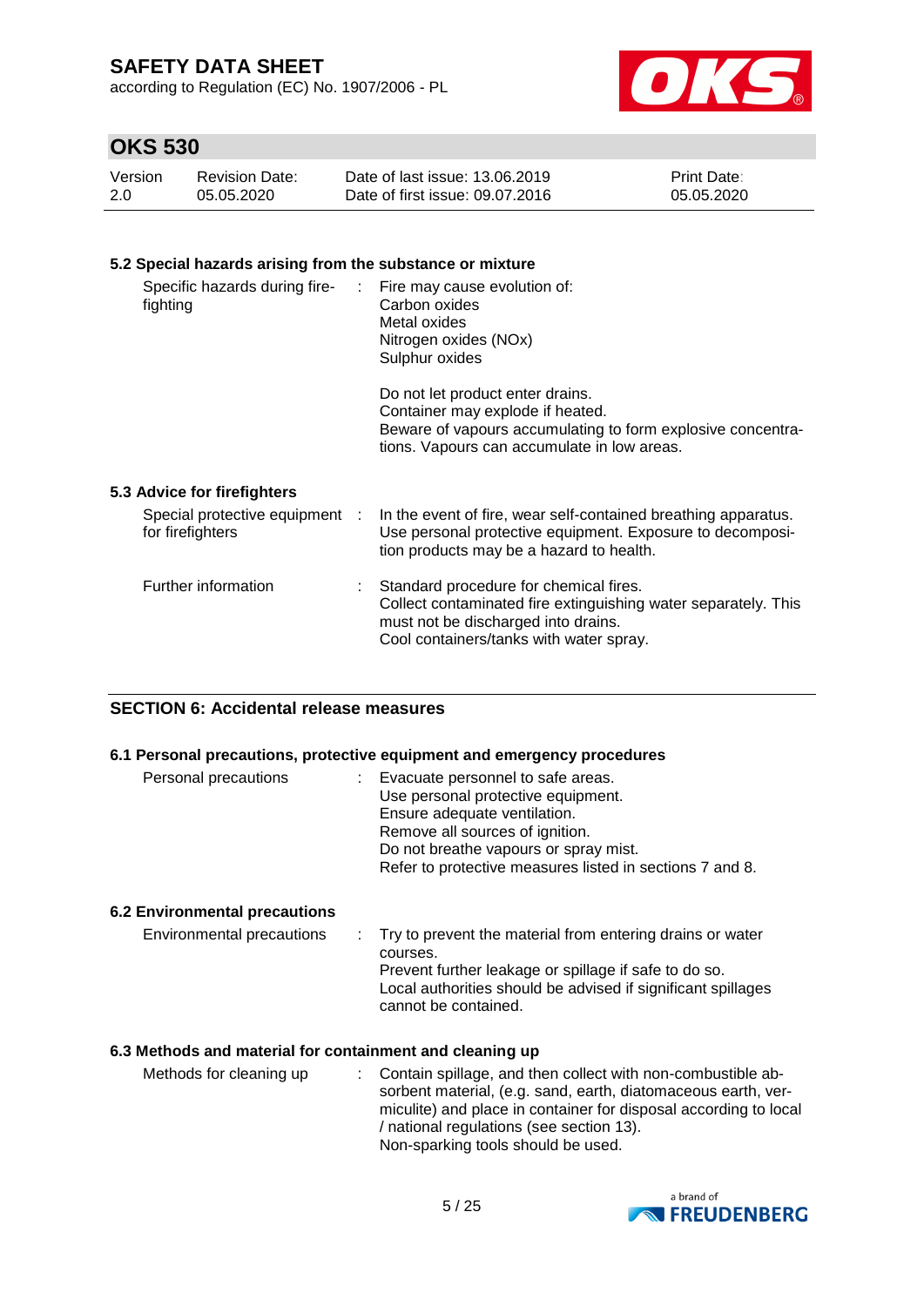### 5.2 Special hazards arising from the substance or mixture

| | |
|---|---|
| Specific hazards during fire-fighting | Fire may cause evolution of:<br>Carbon oxides<br>Metal oxides<br>Nitrogen oxides (NOx)<br>Sulphur oxides<br><br>Do not let product enter drains.<br>Container may explode if heated.<br>Beware of vapours accumulating to form explosive concentrations. Vapours can accumulate in low areas. |

### 5.3 Advice for firefighters

| | |
|---|---|
| Special protective equipment for firefighters | In the event of fire, wear self-contained breathing apparatus. Use personal protective equipment. Exposure to decomposition products may be a hazard to health. |
| Further information | Standard procedure for chemical fires.<br>Collect contaminated fire extinguishing water separately. This must not be discharged into drains.<br>Cool containers/tanks with water spray. |

## SECTION 6: Accidental release measures

### 6.1 Personal precautions, protective equipment and emergency procedures

| | |
|---|---|
| Personal precautions | Evacuate personnel to safe areas.<br>Use personal protective equipment.<br>Ensure adequate ventilation.<br>Remove all sources of ignition.<br>Do not breathe vapours or spray mist.<br>Refer to protective measures listed in sections 7 and 8. |

### 6.2 Environmental precautions

| | |
|---|---|
| Environmental precautions | Try to prevent the material from entering drains or water courses.<br>Prevent further leakage or spillage if safe to do so.<br>Local authorities should be advised if significant spillages cannot be contained. |

### 6.3 Methods and material for containment and cleaning up

| | |
|---|---|
| Methods for cleaning up | Contain spillage, and then collect with non-combustible absorbent material, (e.g. sand, earth, diatomaceous earth, vermiculite) and place in container for disposal according to local / national regulations (see section 13).<br>Non-sparking tools should be used. |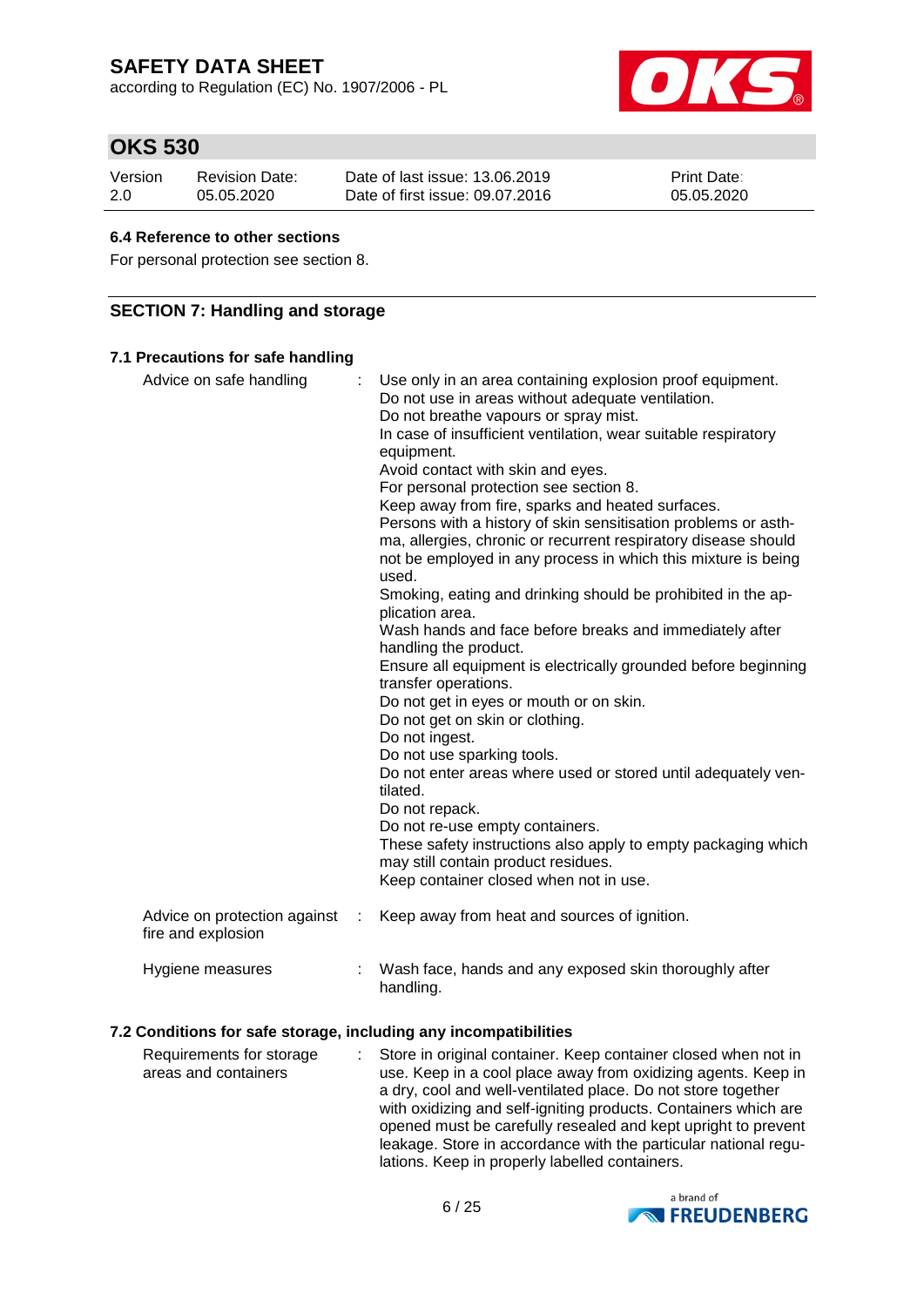### 6.4 Reference to other sections

For personal protection see section 8.

## SECTION 7: Handling and storage

### 7.1 Precautions for safe handling

| | |
|---|---|
| Advice on safe handling | : Use only in an area containing explosion proof equipment. Do not use in areas without adequate ventilation. Do not breathe vapours or spray mist. In case of insufficient ventilation, wear suitable respiratory equipment. Avoid contact with skin and eyes. For personal protection see section 8. Keep away from fire, sparks and heated surfaces. Persons with a history of skin sensitisation problems or asthma, allergies, chronic or recurrent respiratory disease should not be employed in any process in which this mixture is being used. Smoking, eating and drinking should be prohibited in the application area. Wash hands and face before breaks and immediately after handling the product. Ensure all equipment is electrically grounded before beginning transfer operations. Do not get in eyes or mouth or on skin. Do not get on skin or clothing. Do not ingest. Do not use sparking tools. Do not enter areas where used or stored until adequately ventilated. Do not repack. Do not re-use empty containers. These safety instructions also apply to empty packaging which may still contain product residues. Keep container closed when not in use. |
| Advice on protection against fire and explosion | : Keep away from heat and sources of ignition. |
| Hygiene measures | : Wash face, hands and any exposed skin thoroughly after handling. |

### 7.2 Conditions for safe storage, including any incompatibilities

| | |
|---|---|
| Requirements for storage areas and containers | : Store in original container. Keep container closed when not in use. Keep in a cool place away from oxidizing agents. Keep in a dry, cool and well-ventilated place. Do not store together with oxidizing and self-igniting products. Containers which are opened must be carefully resealed and kept upright to prevent leakage. Store in accordance with the particular national regulations. Keep in properly labelled containers. |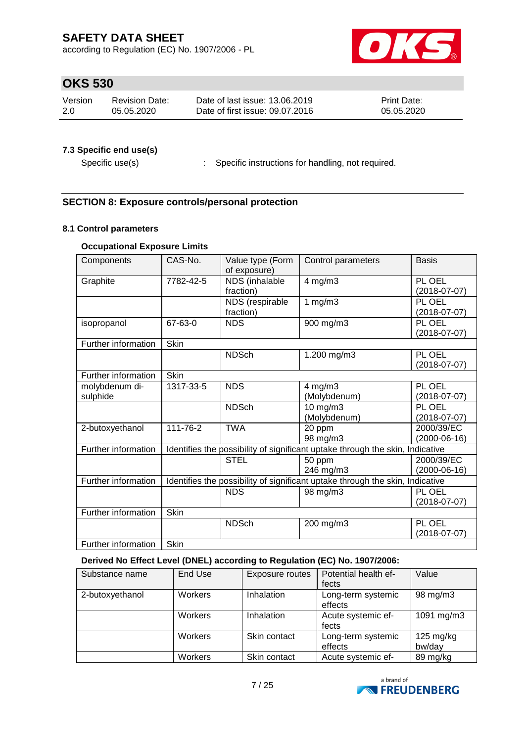### 7.3 Specific end use(s)

Specific use(s) : Specific instructions for handling, not required.

## SECTION 8: Exposure controls/personal protection

### 8.1 Control parameters

**Occupational Exposure Limits**

| Components | CAS-No. | Value type (Form of exposure) | Control parameters | Basis |
|---|---|---|---|---|
| Graphite | 7782-42-5 | NDS (inhalable fraction) | 4 mg/m3 | PL OEL (2018-07-07) |
| | | NDS (respirable fraction) | 1 mg/m3 | PL OEL (2018-07-07) |
| isopropanol | 67-63-0 | NDS | 900 mg/m3 | PL OEL (2018-07-07) |
| Further information | Skin | | | |
| | | NDSch | 1.200 mg/m3 | PL OEL (2018-07-07) |
| Further information | Skin | | | |
| molybdenum di-sulphide | 1317-33-5 | NDS | 4 mg/m3 (Molybdenum) | PL OEL (2018-07-07) |
| | | NDSch | 10 mg/m3 (Molybdenum) | PL OEL (2018-07-07) |
| 2-butoxyethanol | 111-76-2 | TWA | 20 ppm 98 mg/m3 | 2000/39/EC (2000-06-16) |
| Further information | Identifies the possibility of significant uptake through the skin, Indicative | | | |
| | | STEL | 50 ppm 246 mg/m3 | 2000/39/EC (2000-06-16) |
| Further information | Identifies the possibility of significant uptake through the skin, Indicative | | | |
| | | NDS | 98 mg/m3 | PL OEL (2018-07-07) |
| Further information | Skin | | | |
| | | NDSch | 200 mg/m3 | PL OEL (2018-07-07) |
| Further information | Skin | | | |

**Derived No Effect Level (DNEL) according to Regulation (EC) No. 1907/2006:**

| Substance name | End Use | Exposure routes | Potential health effects | Value |
|---|---|---|---|---|
| 2-butoxyethanol | Workers | Inhalation | Long-term systemic effects | 98 mg/m3 |
| | Workers | Inhalation | Acute systemic effects | 1091 mg/m3 |
| | Workers | Skin contact | Long-term systemic effects | 125 mg/kg bw/day |
| | Workers | Skin contact | Acute systemic ef- | 89 mg/kg |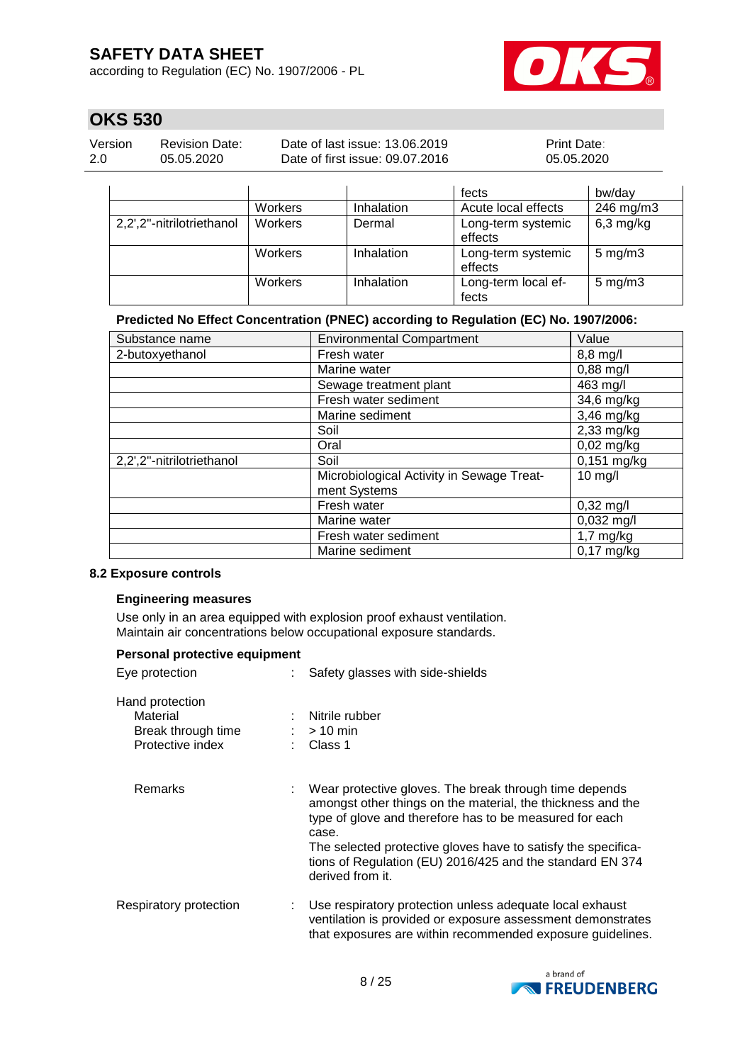| | | | | |
|---|---|---|---|---|
| | | | fects | bw/day |
| | Workers | Inhalation | Acute local effects | 246 mg/m3 |
| 2,2',2''-nitrilotriethanol | Workers | Dermal | Long-term systemic effects | 6,3 mg/kg |
| | Workers | Inhalation | Long-term systemic effects | 5 mg/m3 |
| | Workers | Inhalation | Long-term local effects | 5 mg/m3 |

**Predicted No Effect Concentration (PNEC) according to Regulation (EC) No. 1907/2006:**

| Substance name | Environmental Compartment | Value |
|---|---|---|
| 2-butoxyethanol | Fresh water | 8,8 mg/l |
| | Marine water | 0,88 mg/l |
| | Sewage treatment plant | 463 mg/l |
| | Fresh water sediment | 34,6 mg/kg |
| | Marine sediment | 3,46 mg/kg |
| | Soil | 2,33 mg/kg |
| | Oral | 0,02 mg/kg |
| 2,2',2''-nitrilotriethanol | Soil | 0,151 mg/kg |
| | Microbiological Activity in Sewage Treatment Systems | 10 mg/l |
| | Fresh water | 0,32 mg/l |
| | Marine water | 0,032 mg/l |
| | Fresh water sediment | 1,7 mg/kg |
| | Marine sediment | 0,17 mg/kg |

### 8.2 Exposure controls

**Engineering measures**

Use only in an area equipped with explosion proof exhaust ventilation.
Maintain air concentrations below occupational exposure standards.

**Personal protective equipment**

Eye protection : Safety glasses with side-shields

Hand protection
- Material : Nitrile rubber
- Break through time : > 10 min
- Protective index : Class 1

Remarks : Wear protective gloves. The break through time depends amongst other things on the material, the thickness and the type of glove and therefore has to be measured for each case.
The selected protective gloves have to satisfy the specifications of Regulation (EU) 2016/425 and the standard EN 374 derived from it.

Respiratory protection : Use respiratory protection unless adequate local exhaust ventilation is provided or exposure assessment demonstrates that exposures are within recommended exposure guidelines.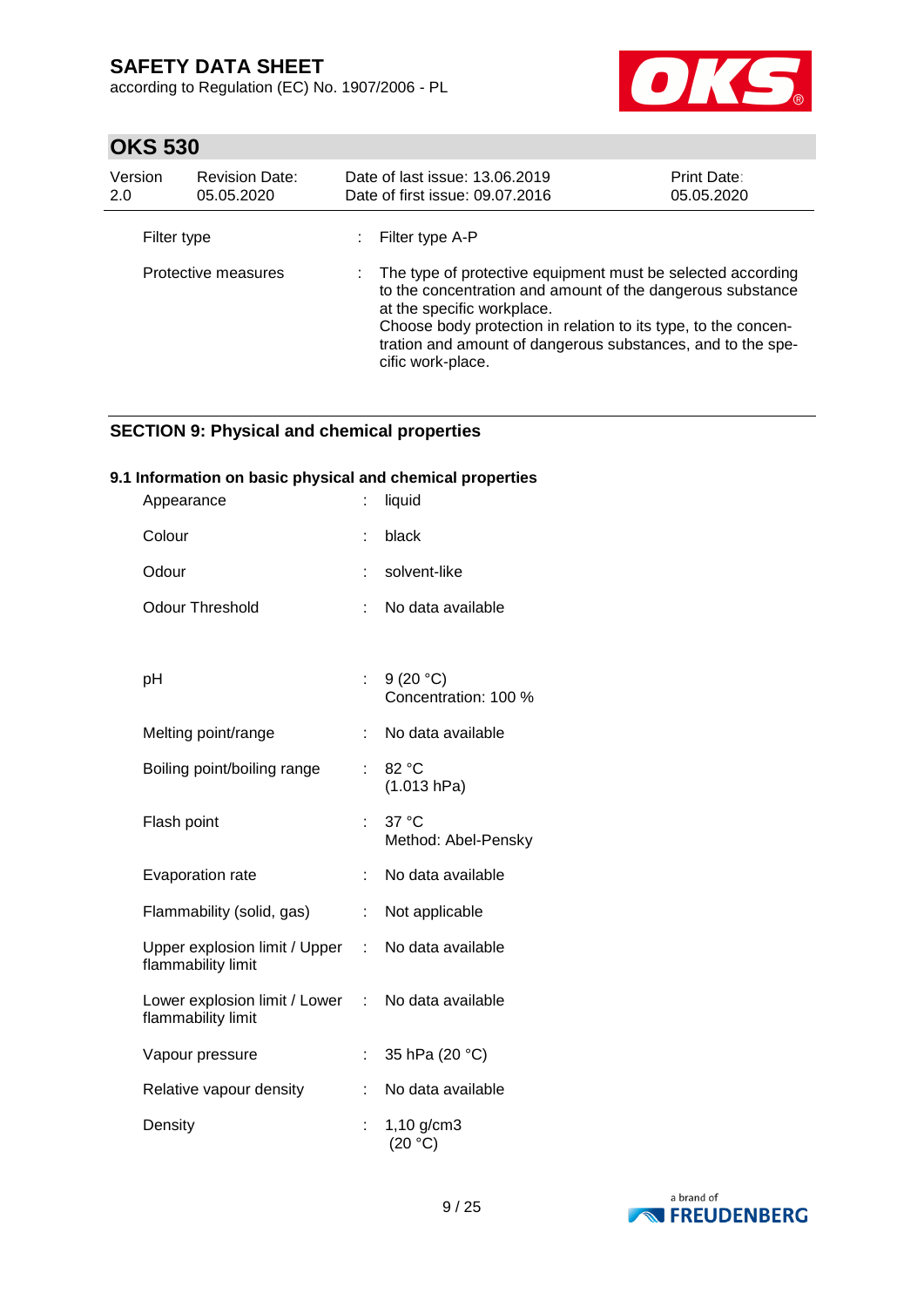| | | |
|---|---|---|
| Filter type | : | Filter type A-P |
| Protective measures | : | The type of protective equipment must be selected according to the concentration and amount of the dangerous substance at the specific workplace.<br>Choose body protection in relation to its type, to the concentration and amount of dangerous substances, and to the specific work-place. |

## SECTION 9: Physical and chemical properties

### 9.1 Information on basic physical and chemical properties

| | | |
|---|---|---|
| Appearance | : | liquid |
| Colour | : | black |
| Odour | : | solvent-like |
| Odour Threshold | : | No data available |
| pH | : | 9 (20 °C)<br>Concentration: 100 % |
| Melting point/range | : | No data available |
| Boiling point/boiling range | : | 82 °C<br>(1.013 hPa) |
| Flash point | : | 37 °C<br>Method: Abel-Pensky |
| Evaporation rate | : | No data available |
| Flammability (solid, gas) | : | Not applicable |
| Upper explosion limit / Upper flammability limit | : | No data available |
| Lower explosion limit / Lower flammability limit | : | No data available |
| Vapour pressure | : | 35 hPa (20 °C) |
| Relative vapour density | : | No data available |
| Density | : | 1,10 g/cm3<br>(20 °C) |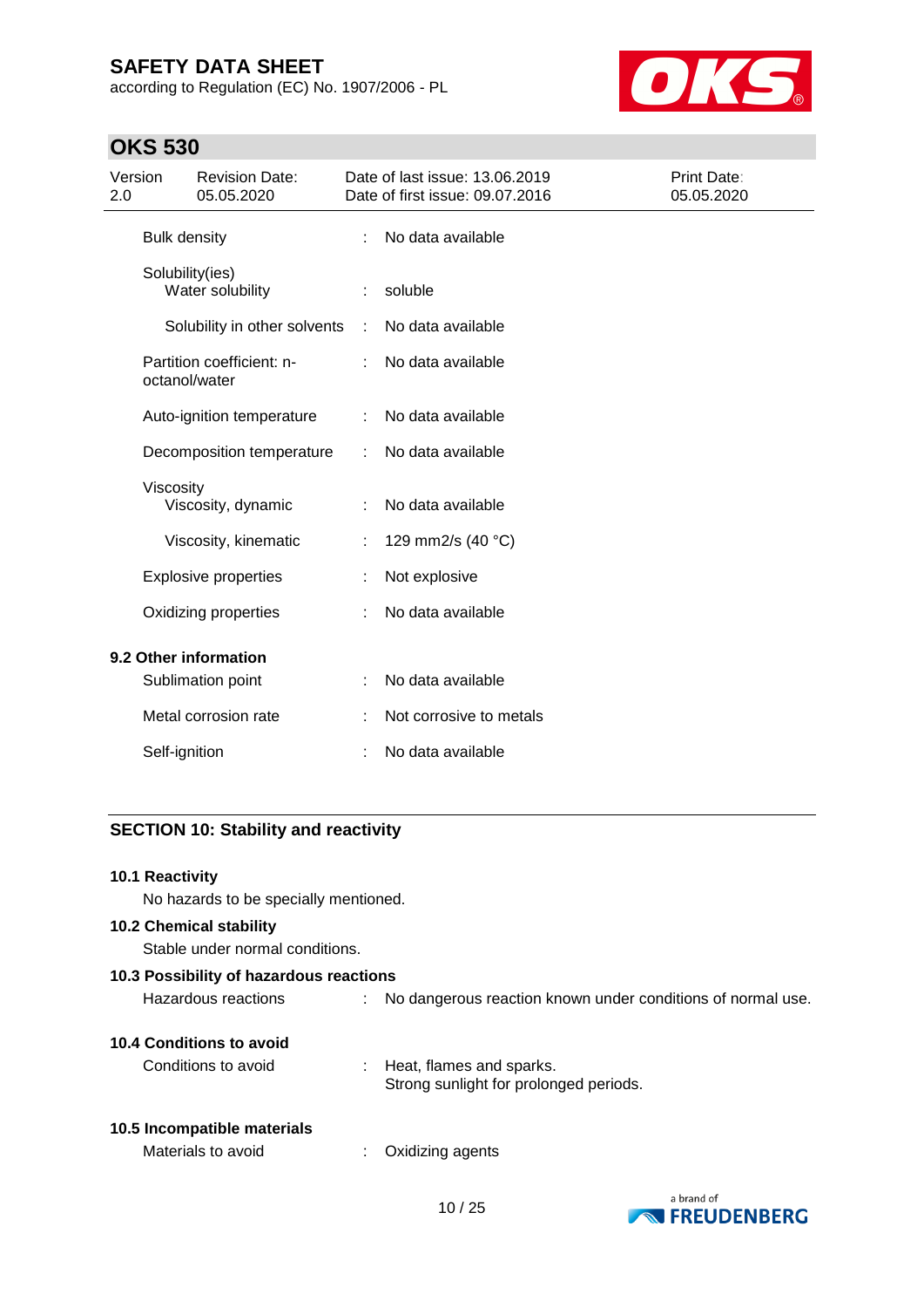| | | |
|---|---|---|
| Bulk density | : | No data available |
| Solubility(ies) | | |
| Water solubility | : | soluble |
| Solubility in other solvents | : | No data available |
| Partition coefficient: n-octanol/water | : | No data available |
| Auto-ignition temperature | : | No data available |
| Decomposition temperature | : | No data available |
| Viscosity | | |
| Viscosity, dynamic | : | No data available |
| Viscosity, kinematic | : | 129 mm2/s (40 °C) |
| Explosive properties | : | Not explosive |
| Oxidizing properties | : | No data available |

### 9.2 Other information

| | | |
|---|---|---|
| Sublimation point | : | No data available |
| Metal corrosion rate | : | Not corrosive to metals |
| Self-ignition | : | No data available |

## SECTION 10: Stability and reactivity

### 10.1 Reactivity

No hazards to be specially mentioned.

### 10.2 Chemical stability

Stable under normal conditions.

### 10.3 Possibility of hazardous reactions

Hazardous reactions : No dangerous reaction known under conditions of normal use.

### 10.4 Conditions to avoid

Conditions to avoid : Heat, flames and sparks.
Strong sunlight for prolonged periods.

### 10.5 Incompatible materials

Materials to avoid : Oxidizing agents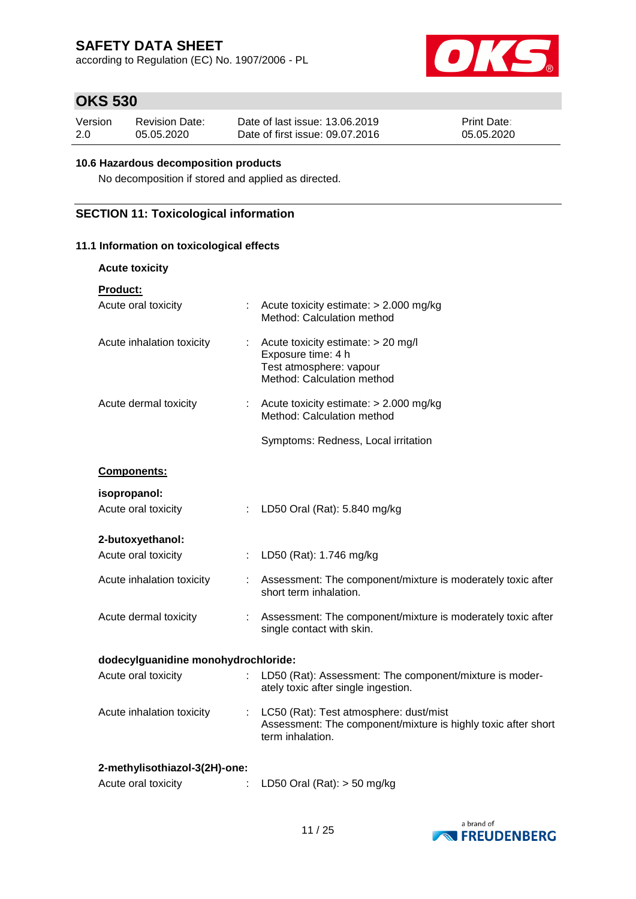### 10.6 Hazardous decomposition products

No decomposition if stored and applied as directed.

## SECTION 11: Toxicological information

### 11.1 Information on toxicological effects

**Acute toxicity**

**Product:**

| | |
|---|---|
| Acute oral toxicity | : Acute toxicity estimate: > 2.000 mg/kg<br>Method: Calculation method |
| Acute inhalation toxicity | : Acute toxicity estimate: > 20 mg/l<br>Exposure time: 4 h<br>Test atmosphere: vapour<br>Method: Calculation method |
| Acute dermal toxicity | : Acute toxicity estimate: > 2.000 mg/kg<br>Method: Calculation method<br><br>Symptoms: Redness, Local irritation |

**Components:**

**isopropanol:**

| | |
|---|---|
| Acute oral toxicity | : LD50 Oral (Rat): 5.840 mg/kg |

**2-butoxyethanol:**

| | |
|---|---|
| Acute oral toxicity | : LD50 (Rat): 1.746 mg/kg |
| Acute inhalation toxicity | : Assessment: The component/mixture is moderately toxic after short term inhalation. |
| Acute dermal toxicity | : Assessment: The component/mixture is moderately toxic after single contact with skin. |

**dodecylguanidine monohydrochloride:**

| | |
|---|---|
| Acute oral toxicity | : LD50 (Rat): Assessment: The component/mixture is moderately toxic after single ingestion. |
| Acute inhalation toxicity | : LC50 (Rat): Test atmosphere: dust/mist<br>Assessment: The component/mixture is highly toxic after short term inhalation. |

**2-methylisothiazol-3(2H)-one:**

| | |
|---|---|
| Acute oral toxicity | : LD50 Oral (Rat): > 50 mg/kg |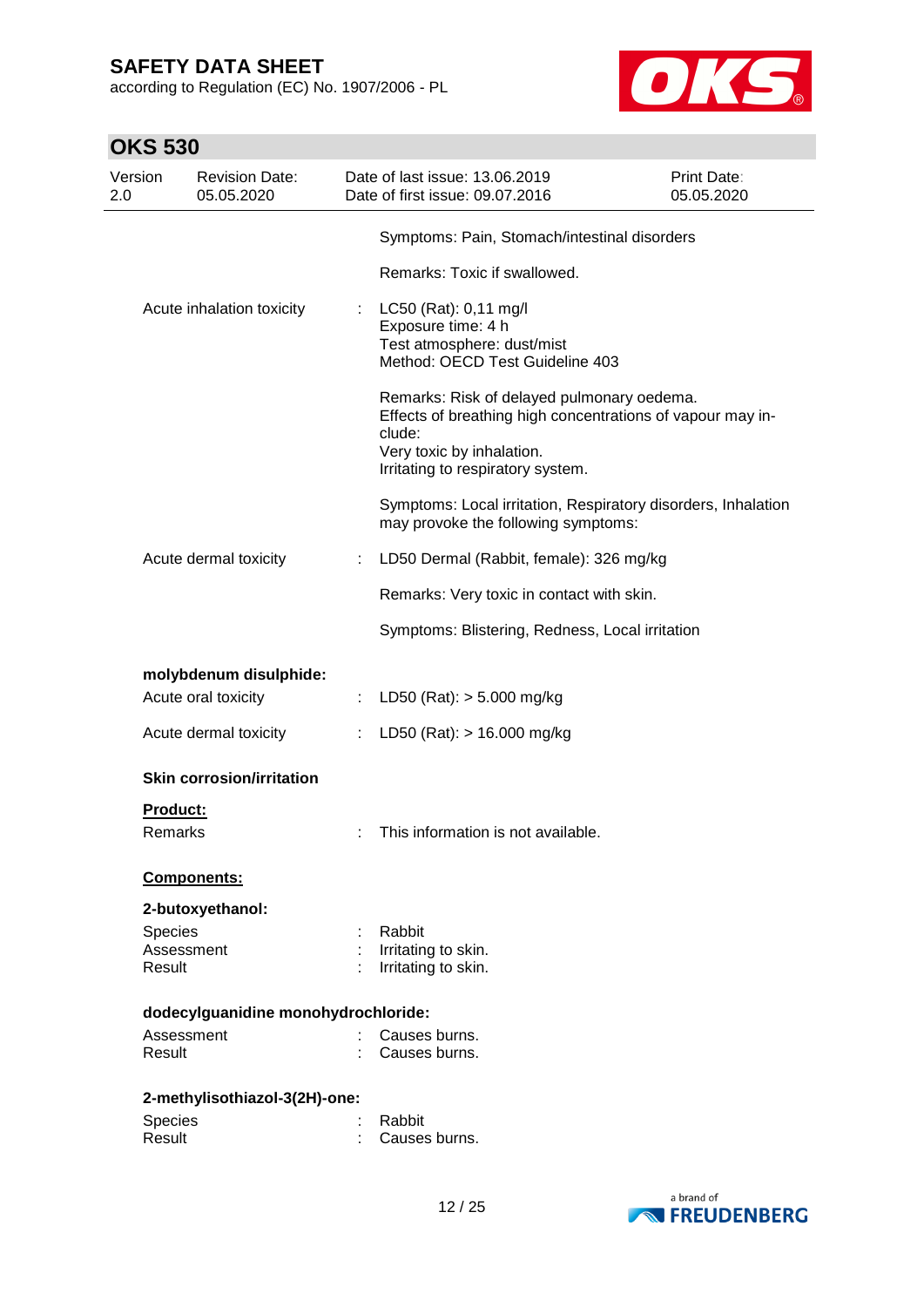Symptoms: Pain, Stomach/intestinal disorders

Remarks: Toxic if swallowed.

Acute inhalation toxicity : LC50 (Rat): 0,11 mg/l
Exposure time: 4 h
Test atmosphere: dust/mist
Method: OECD Test Guideline 403

Remarks: Risk of delayed pulmonary oedema.
Effects of breathing high concentrations of vapour may include:
Very toxic by inhalation.
Irritating to respiratory system.

Symptoms: Local irritation, Respiratory disorders, Inhalation may provoke the following symptoms:

Acute dermal toxicity : LD50 Dermal (Rabbit, female): 326 mg/kg

Remarks: Very toxic in contact with skin.

Symptoms: Blistering, Redness, Local irritation

**molybdenum disulphide:**

Acute oral toxicity : LD50 (Rat): > 5.000 mg/kg

Acute dermal toxicity : LD50 (Rat): > 16.000 mg/kg

**Skin corrosion/irritation**

**Product:**

Remarks : This information is not available.

**Components:**

**2-butoxyethanol:**

Species : Rabbit
Assessment : Irritating to skin.
Result : Irritating to skin.

**dodecylguanidine monohydrochloride:**

Assessment : Causes burns.
Result : Causes burns.

**2-methylisothiazol-3(2H)-one:**

Species : Rabbit
Result : Causes burns.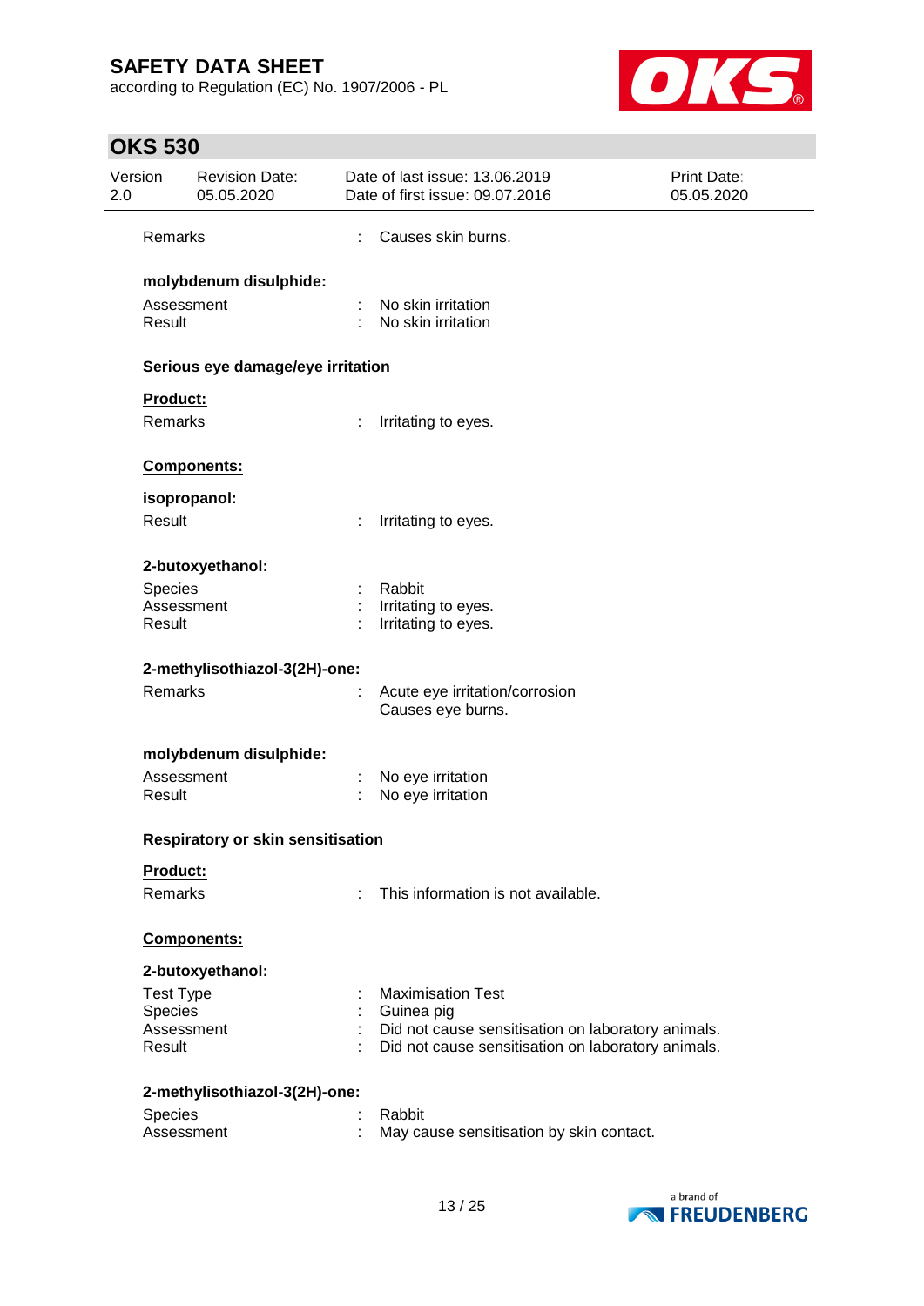Remarks : Causes skin burns.

**molybdenum disulphide:**

Assessment : No skin irritation
Result : No skin irritation

**Serious eye damage/eye irritation**

**Product:**

Remarks : Irritating to eyes.

**Components:**

**isopropanol:**

Result : Irritating to eyes.

**2-butoxyethanol:**

Species : Rabbit
Assessment : Irritating to eyes.
Result : Irritating to eyes.

**2-methylisothiazol-3(2H)-one:**

Remarks : Acute eye irritation/corrosion
Causes eye burns.

**molybdenum disulphide:**

Assessment : No eye irritation
Result : No eye irritation

**Respiratory or skin sensitisation**

**Product:**

Remarks : This information is not available.

**Components:**

**2-butoxyethanol:**

Test Type : Maximisation Test
Species : Guinea pig
Assessment : Did not cause sensitisation on laboratory animals.
Result : Did not cause sensitisation on laboratory animals.

**2-methylisothiazol-3(2H)-one:**

Species : Rabbit
Assessment : May cause sensitisation by skin contact.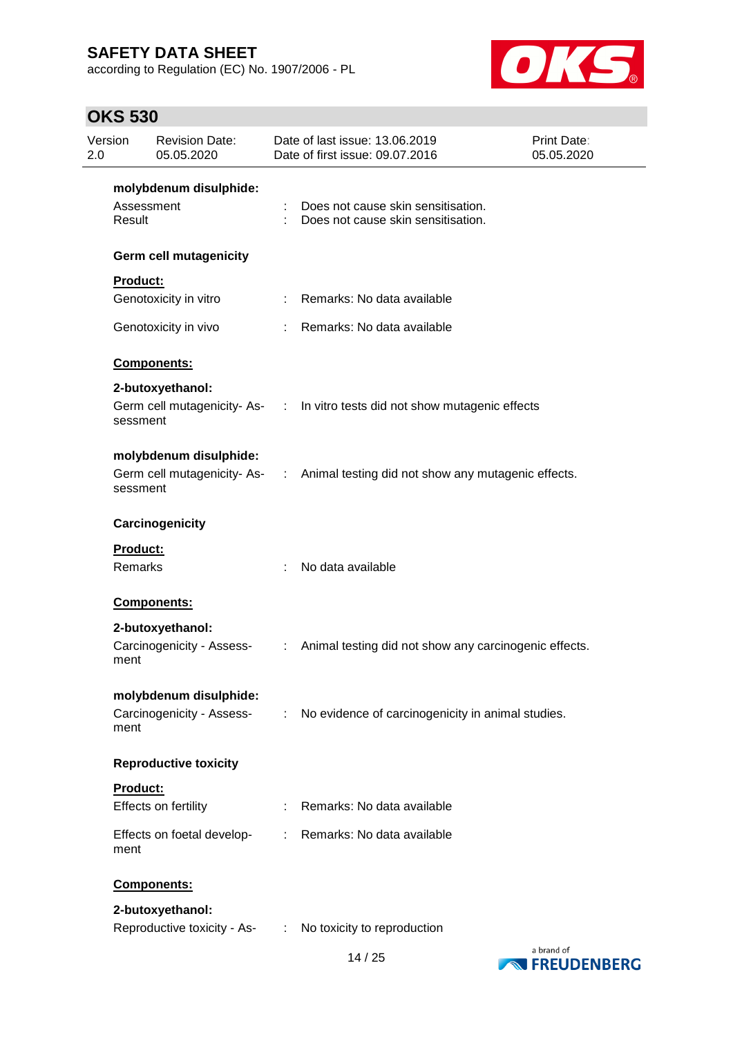**molybdenum disulphide:**

Assessment : Does not cause skin sensitisation.
Result : Does not cause skin sensitisation.

**Germ cell mutagenicity**

**Product:**

Genotoxicity in vitro : Remarks: No data available

Genotoxicity in vivo : Remarks: No data available

**Components:**

**2-butoxyethanol:**

Germ cell mutagenicity- Assessment : In vitro tests did not show mutagenic effects

**molybdenum disulphide:**

Germ cell mutagenicity- Assessment : Animal testing did not show any mutagenic effects.

**Carcinogenicity**

**Product:**

Remarks : No data available

**Components:**

**2-butoxyethanol:**

Carcinogenicity - Assessment : Animal testing did not show any carcinogenic effects.

**molybdenum disulphide:**

Carcinogenicity - Assessment : No evidence of carcinogenicity in animal studies.

**Reproductive toxicity**

**Product:**

Effects on fertility : Remarks: No data available

Effects on foetal development : Remarks: No data available

**Components:**

**2-butoxyethanol:**

Reproductive toxicity - As- : No toxicity to reproduction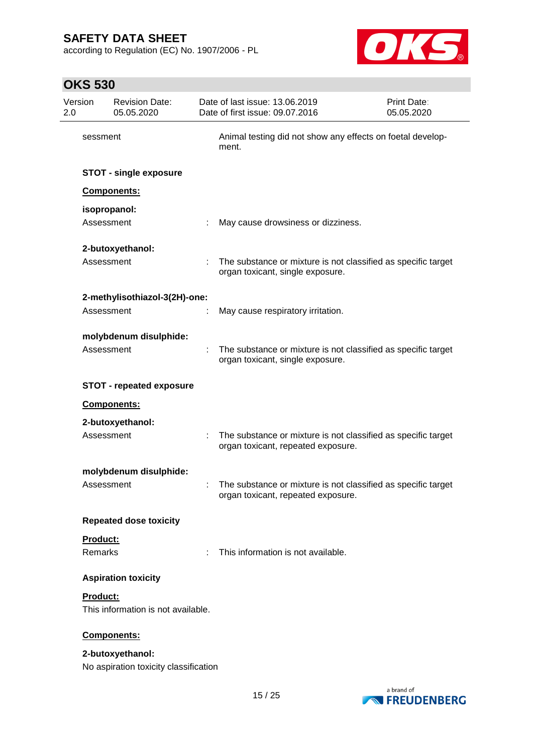sessment : Animal testing did not show any effects on foetal development.

**STOT - single exposure**

**Components:**

**isopropanol:**

Assessment : May cause drowsiness or dizziness.

**2-butoxyethanol:**

Assessment : The substance or mixture is not classified as specific target organ toxicant, single exposure.

**2-methylisothiazol-3(2H)-one:**

Assessment : May cause respiratory irritation.

**molybdenum disulphide:**

Assessment : The substance or mixture is not classified as specific target organ toxicant, single exposure.

**STOT - repeated exposure**

**Components:**

**2-butoxyethanol:**

Assessment : The substance or mixture is not classified as specific target organ toxicant, repeated exposure.

**molybdenum disulphide:**

Assessment : The substance or mixture is not classified as specific target organ toxicant, repeated exposure.

**Repeated dose toxicity**

**Product:**

Remarks : This information is not available.

**Aspiration toxicity**

**Product:**

This information is not available.

**Components:**

**2-butoxyethanol:**

No aspiration toxicity classification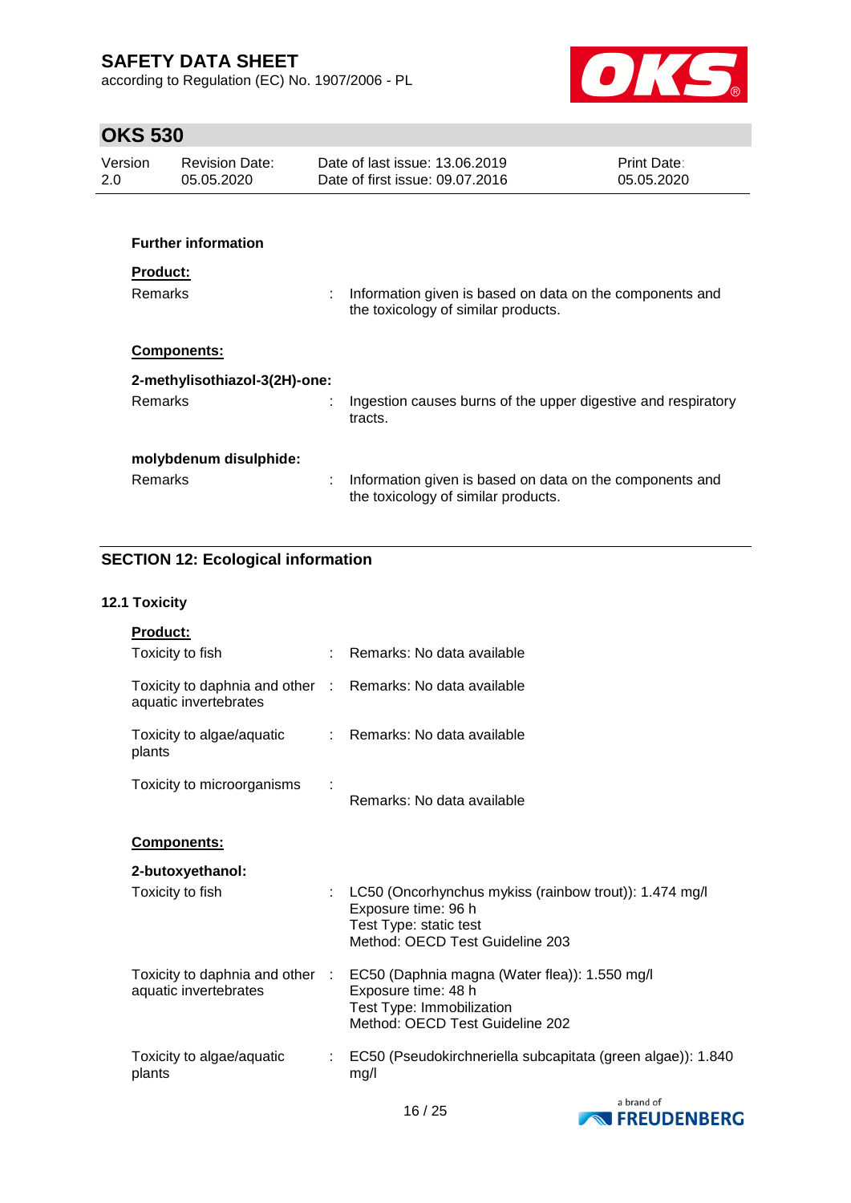**Further information**

**Product:**

Remarks : Information given is based on data on the components and the toxicology of similar products.

**Components:**

**2-methylisothiazol-3(2H)-one:**

Remarks : Ingestion causes burns of the upper digestive and respiratory tracts.

**molybdenum disulphide:**

Remarks : Information given is based on data on the components and the toxicology of similar products.

## SECTION 12: Ecological information

### 12.1 Toxicity

**Product:**

| | |
|---|---|
| Toxicity to fish | : Remarks: No data available |
| Toxicity to daphnia and other aquatic invertebrates | : Remarks: No data available |
| Toxicity to algae/aquatic plants | : Remarks: No data available |
| Toxicity to microorganisms | : Remarks: No data available |

**Components:**

**2-butoxyethanol:**

| | |
|---|---|
| Toxicity to fish | : LC50 (Oncorhynchus mykiss (rainbow trout)): 1.474 mg/l<br>Exposure time: 96 h<br>Test Type: static test<br>Method: OECD Test Guideline 203 |
| Toxicity to daphnia and other aquatic invertebrates | : EC50 (Daphnia magna (Water flea)): 1.550 mg/l<br>Exposure time: 48 h<br>Test Type: Immobilization<br>Method: OECD Test Guideline 202 |
| Toxicity to algae/aquatic plants | : EC50 (Pseudokirchneriella subcapitata (green algae)): 1.840 mg/l |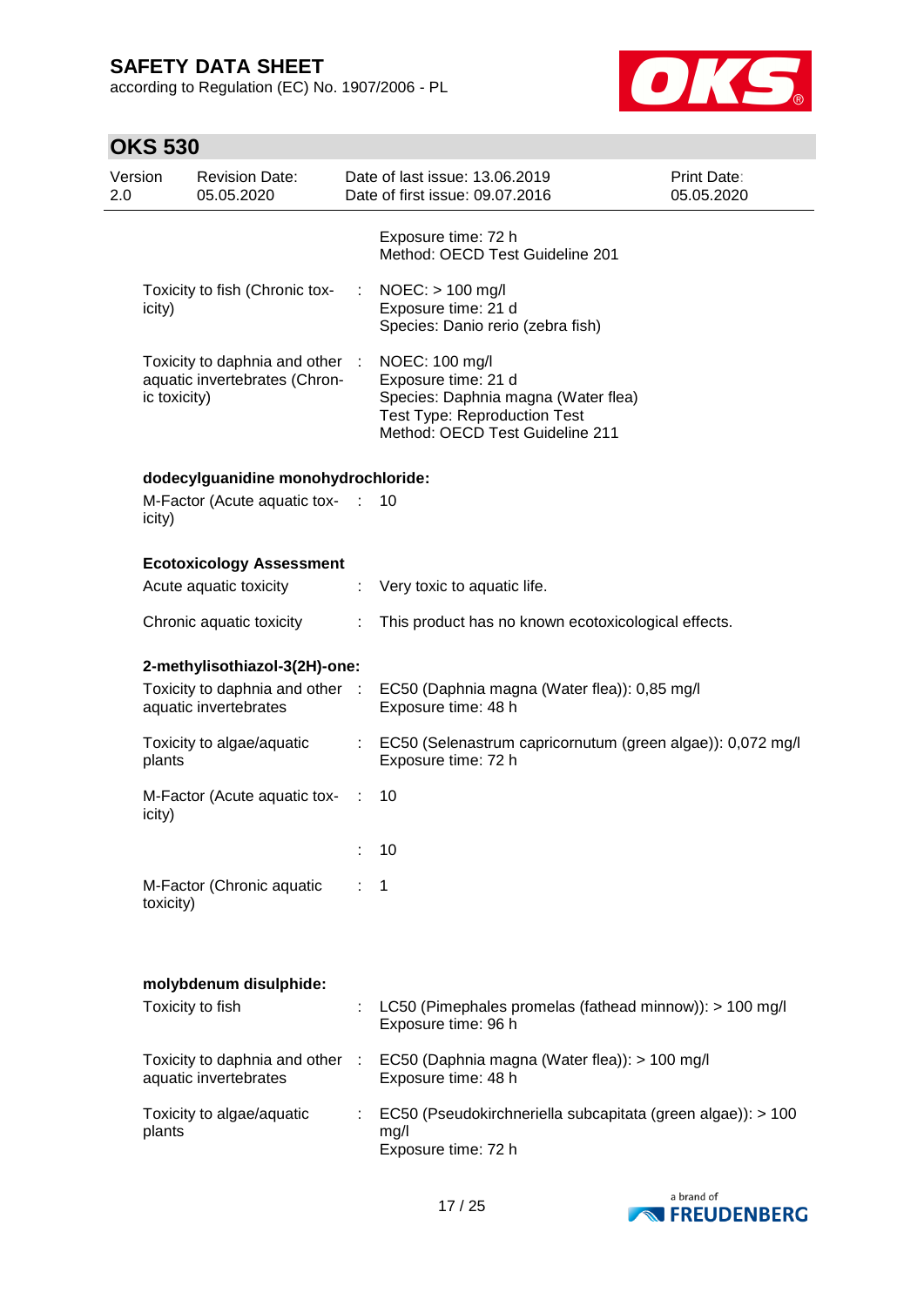| | | |
|---|---|---|
| | | Exposure time: 72 h<br>Method: OECD Test Guideline 201 |
| Toxicity to fish (Chronic toxicity) | : | NOEC: > 100 mg/l<br>Exposure time: 21 d<br>Species: Danio rerio (zebra fish) |
| Toxicity to daphnia and other aquatic invertebrates (Chronic toxicity) | : | NOEC: 100 mg/l<br>Exposure time: 21 d<br>Species: Daphnia magna (Water flea)<br>Test Type: Reproduction Test<br>Method: OECD Test Guideline 211 |

**dodecylguanidine monohydrochloride:**

| | | |
|---|---|---|
| M-Factor (Acute aquatic toxicity) | : | 10 |

**Ecotoxicology Assessment**

| | | |
|---|---|---|
| Acute aquatic toxicity | : | Very toxic to aquatic life. |
| Chronic aquatic toxicity | : | This product has no known ecotoxicological effects. |

**2-methylisothiazol-3(2H)-one:**

| | | |
|---|---|---|
| Toxicity to daphnia and other aquatic invertebrates | : | EC50 (Daphnia magna (Water flea)): 0,85 mg/l<br>Exposure time: 48 h |
| Toxicity to algae/aquatic plants | : | EC50 (Selenastrum capricornutum (green algae)): 0,072 mg/l<br>Exposure time: 72 h |
| M-Factor (Acute aquatic toxicity) | : | 10 |
| | : | 10 |
| M-Factor (Chronic aquatic toxicity) | : | 1 |

**molybdenum disulphide:**

| | | |
|---|---|---|
| Toxicity to fish | : | LC50 (Pimephales promelas (fathead minnow)): > 100 mg/l<br>Exposure time: 96 h |
| Toxicity to daphnia and other aquatic invertebrates | : | EC50 (Daphnia magna (Water flea)): > 100 mg/l<br>Exposure time: 48 h |
| Toxicity to algae/aquatic plants | : | EC50 (Pseudokirchneriella subcapitata (green algae)): > 100 mg/l<br>Exposure time: 72 h |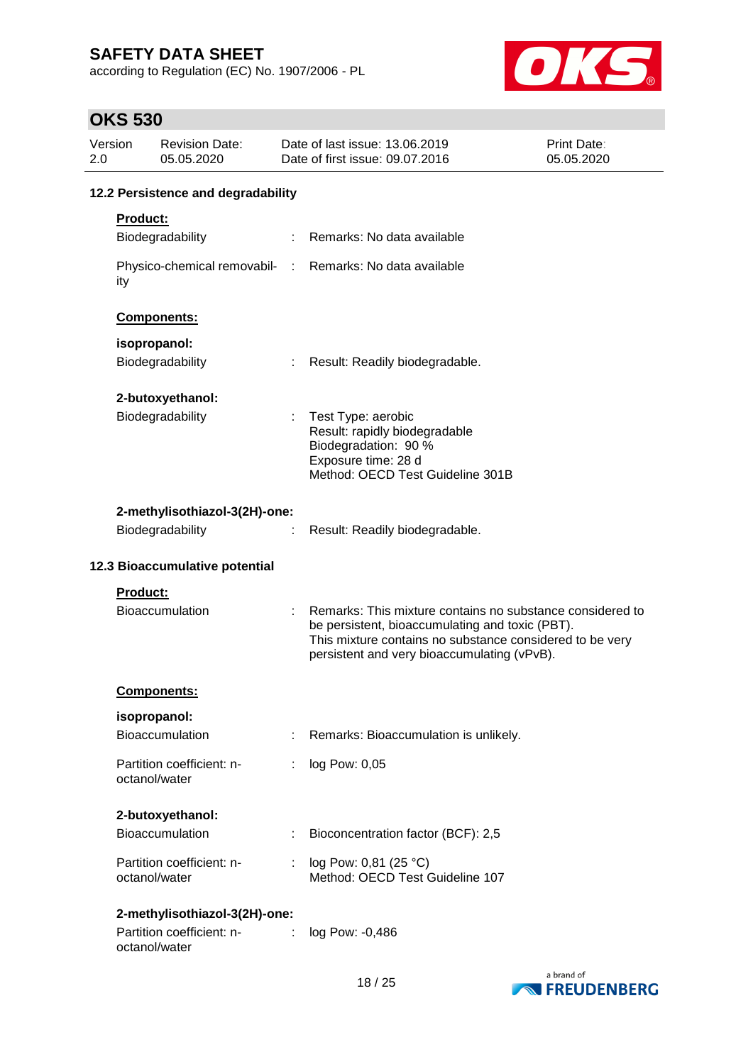### 12.2 Persistence and degradability

**Product:**

| | | |
|---|---|---|
| Biodegradability | : | Remarks: No data available |
| Physico-chemical removability | : | Remarks: No data available |

**Components:**

**isopropanol:**

| | | |
|---|---|---|
| Biodegradability | : | Result: Readily biodegradable. |

**2-butoxyethanol:**

| | | |
|---|---|---|
| Biodegradability | : | Test Type: aerobic<br>Result: rapidly biodegradable<br>Biodegradation: 90 %<br>Exposure time: 28 d<br>Method: OECD Test Guideline 301B |

**2-methylisothiazol-3(2H)-one:**

| | | |
|---|---|---|
| Biodegradability | : | Result: Readily biodegradable. |

### 12.3 Bioaccumulative potential

**Product:**

| | | |
|---|---|---|
| Bioaccumulation | : | Remarks: This mixture contains no substance considered to be persistent, bioaccumulating and toxic (PBT).<br>This mixture contains no substance considered to be very persistent and very bioaccumulating (vPvB). |

**Components:**

**isopropanol:**

| | | |
|---|---|---|
| Bioaccumulation | : | Remarks: Bioaccumulation is unlikely. |
| Partition coefficient: n-octanol/water | : | log Pow: 0,05 |

**2-butoxyethanol:**

| | | |
|---|---|---|
| Bioaccumulation | : | Bioconcentration factor (BCF): 2,5 |
| Partition coefficient: n-octanol/water | : | log Pow: 0,81 (25 °C)<br>Method: OECD Test Guideline 107 |

**2-methylisothiazol-3(2H)-one:**

| | | |
|---|---|---|
| Partition coefficient: n-octanol/water | : | log Pow: -0,486 |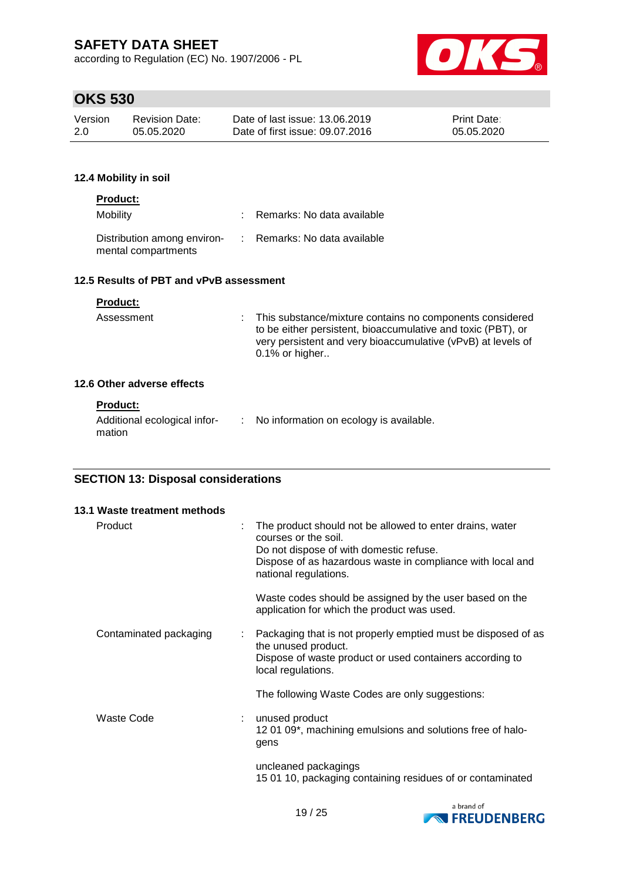### 12.4 Mobility in soil

**Product:**

| | | |
|---|---|---|
| Mobility | : | Remarks: No data available |
| Distribution among environmental compartments | : | Remarks: No data available |

### 12.5 Results of PBT and vPvB assessment

**Product:**

| | | |
|---|---|---|
| Assessment | : | This substance/mixture contains no components considered to be either persistent, bioaccumulative and toxic (PBT), or very persistent and very bioaccumulative (vPvB) at levels of 0.1% or higher.. |

### 12.6 Other adverse effects

**Product:**

| | | |
|---|---|---|
| Additional ecological information | : | No information on ecology is available. |

## SECTION 13: Disposal considerations

### 13.1 Waste treatment methods

| | | |
|---|---|---|
| Product | : | The product should not be allowed to enter drains, water courses or the soil.<br>Do not dispose of with domestic refuse.<br>Dispose of as hazardous waste in compliance with local and national regulations.<br><br>Waste codes should be assigned by the user based on the application for which the product was used. |
| Contaminated packaging | : | Packaging that is not properly emptied must be disposed of as the unused product.<br>Dispose of waste product or used containers according to local regulations.<br><br>The following Waste Codes are only suggestions: |
| Waste Code | : | unused product<br>12 01 09*, machining emulsions and solutions free of halogens<br><br>uncleaned packagings<br>15 01 10, packaging containing residues of or contaminated |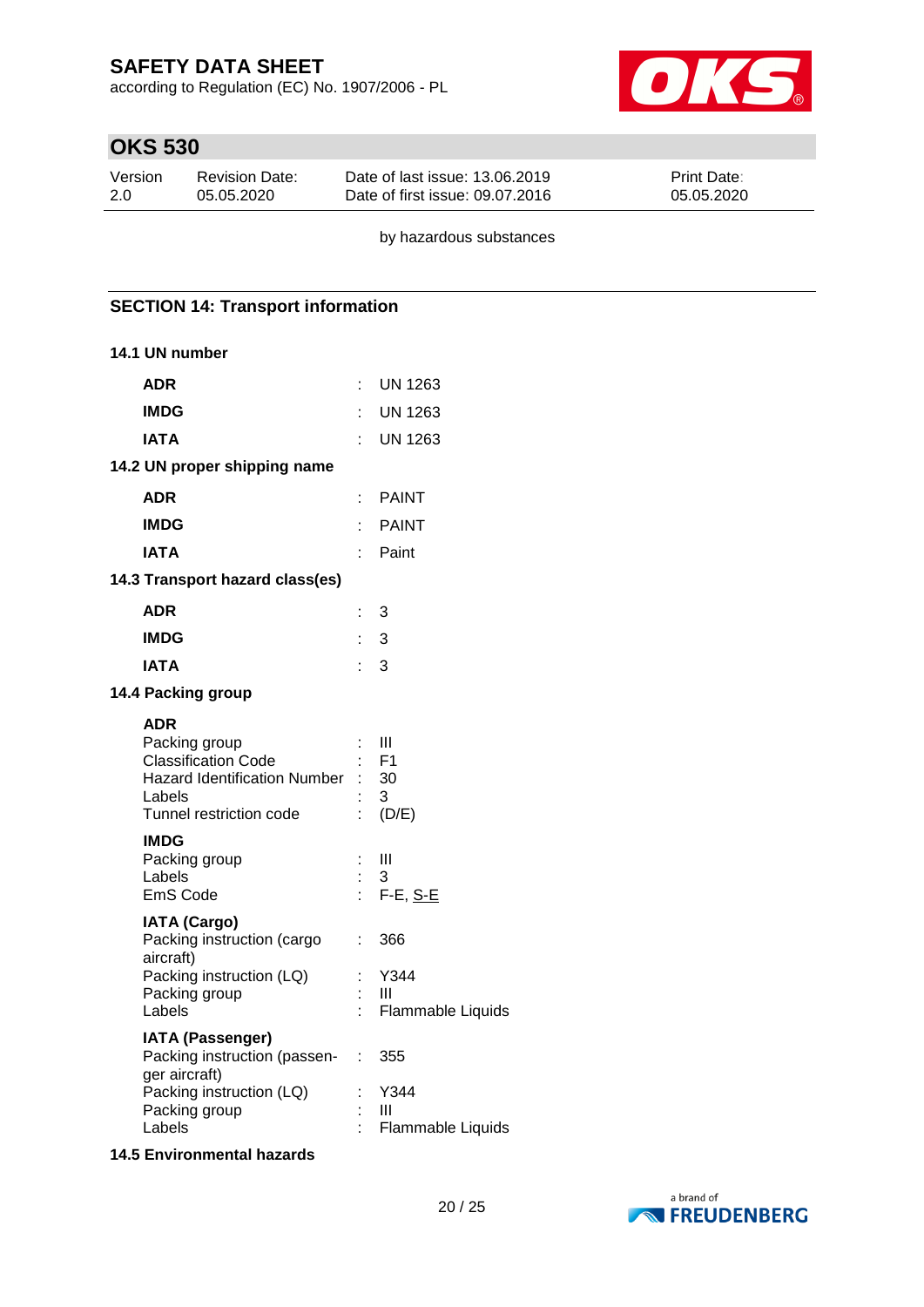by hazardous substances

## SECTION 14: Transport information

### 14.1 UN number

| | | |
|---|---|---|
| **ADR** | : | UN 1263 |
| **IMDG** | : | UN 1263 |
| **IATA** | : | UN 1263 |

### 14.2 UN proper shipping name

| | | |
|---|---|---|
| **ADR** | : | PAINT |
| **IMDG** | : | PAINT |
| **IATA** | : | Paint |

### 14.3 Transport hazard class(es)

| | | |
|---|---|---|
| **ADR** | : | 3 |
| **IMDG** | : | 3 |
| **IATA** | : | 3 |

### 14.4 Packing group

**ADR**

| | | |
|---|---|---|
| Packing group | : | III |
| Classification Code | : | F1 |
| Hazard Identification Number | : | 30 |
| Labels | : | 3 |
| Tunnel restriction code | : | (D/E) |

**IMDG**

| | | |
|---|---|---|
| Packing group | : | III |
| Labels | : | 3 |
| EmS Code | : | F-E, S-E |

**IATA (Cargo)**

| | | |
|---|---|---|
| Packing instruction (cargo aircraft) | : | 366 |
| Packing instruction (LQ) | : | Y344 |
| Packing group | : | III |
| Labels | : | Flammable Liquids |

**IATA (Passenger)**

| | | |
|---|---|---|
| Packing instruction (passenger aircraft) | : | 355 |
| Packing instruction (LQ) | : | Y344 |
| Packing group | : | III |
| Labels | : | Flammable Liquids |

### 14.5 Environmental hazards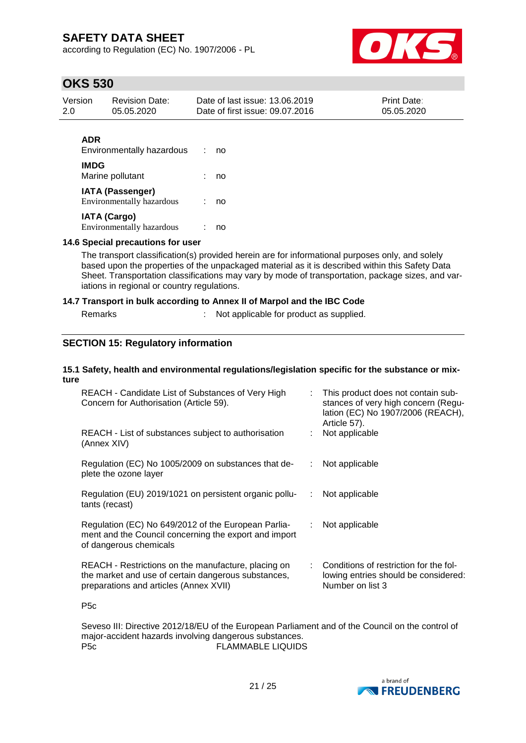**ADR**

Environmentally hazardous : no

**IMDG**

Marine pollutant : no

**IATA (Passenger)**

Environmentally hazardous : no

**IATA (Cargo)**

Environmentally hazardous : no

### 14.6 Special precautions for user

The transport classification(s) provided herein are for informational purposes only, and solely based upon the properties of the unpackaged material as it is described within this Safety Data Sheet. Transportation classifications may vary by mode of transportation, package sizes, and variations in regional or country regulations.

### 14.7 Transport in bulk according to Annex II of Marpol and the IBC Code

Remarks : Not applicable for product as supplied.

## SECTION 15: Regulatory information

### 15.1 Safety, health and environmental regulations/legislation specific for the substance or mixture

| | | |
|---|---|---|
| REACH - Candidate List of Substances of Very High Concern for Authorisation (Article 59). | : | This product does not contain substances of very high concern (Regulation (EC) No 1907/2006 (REACH), Article 57). |
| REACH - List of substances subject to authorisation (Annex XIV) | : | Not applicable |
| Regulation (EC) No 1005/2009 on substances that deplete the ozone layer | : | Not applicable |
| Regulation (EU) 2019/1021 on persistent organic pollutants (recast) | : | Not applicable |
| Regulation (EC) No 649/2012 of the European Parliament and the Council concerning the export and import of dangerous chemicals | : | Not applicable |
| REACH - Restrictions on the manufacture, placing on the market and use of certain dangerous substances, preparations and articles (Annex XVII) | : | Conditions of restriction for the following entries should be considered: Number on list 3 |

P5c

Seveso III: Directive 2012/18/EU of the European Parliament and of the Council on the control of major-accident hazards involving dangerous substances.

P5c FLAMMABLE LIQUIDS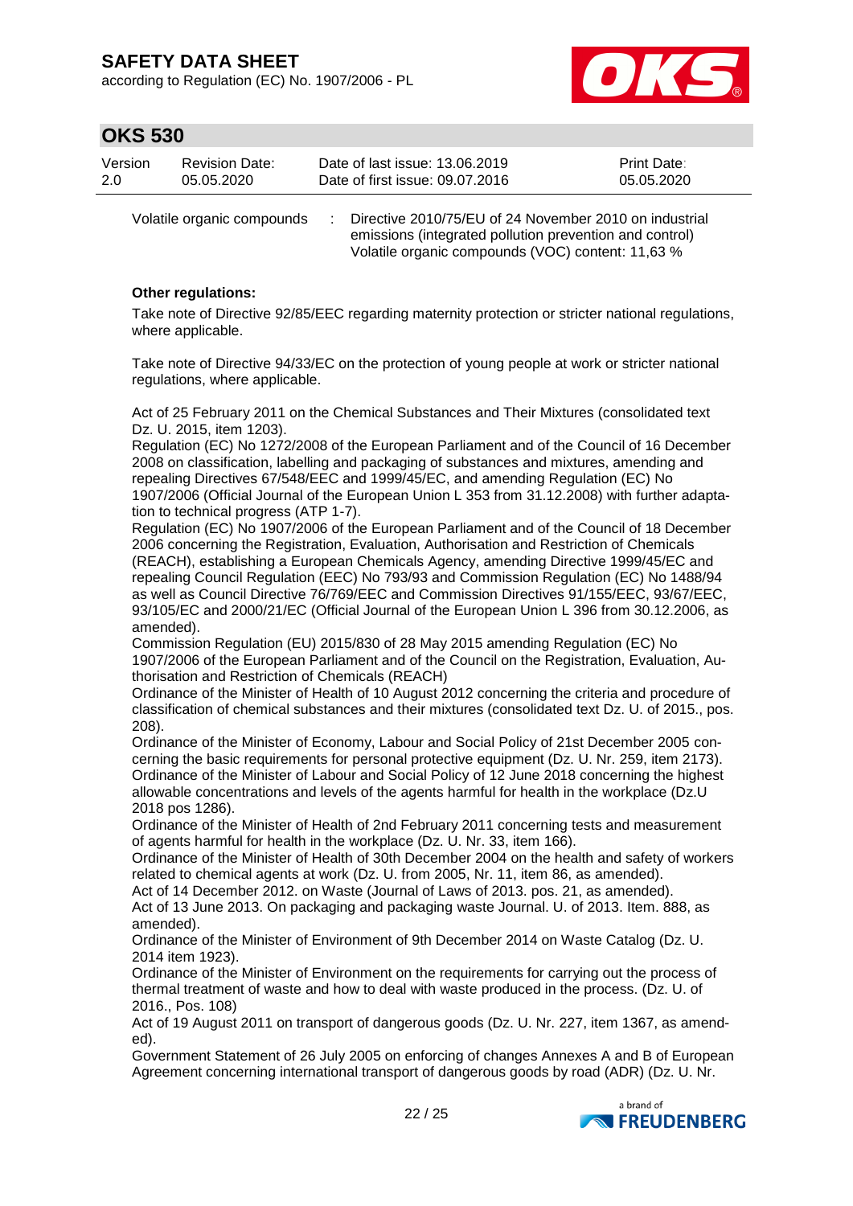| | | |
|---|---|---|
| Volatile organic compounds | : | Directive 2010/75/EU of 24 November 2010 on industrial emissions (integrated pollution prevention and control)<br>Volatile organic compounds (VOC) content: 11,63 % |

**Other regulations:**

Take note of Directive 92/85/EEC regarding maternity protection or stricter national regulations, where applicable.

Take note of Directive 94/33/EC on the protection of young people at work or stricter national regulations, where applicable.

Act of 25 February 2011 on the Chemical Substances and Their Mixtures (consolidated text Dz. U. 2015, item 1203).
Regulation (EC) No 1272/2008 of the European Parliament and of the Council of 16 December 2008 on classification, labelling and packaging of substances and mixtures, amending and repealing Directives 67/548/EEC and 1999/45/EC, and amending Regulation (EC) No 1907/2006 (Official Journal of the European Union L 353 from 31.12.2008) with further adaptation to technical progress (ATP 1-7).
Regulation (EC) No 1907/2006 of the European Parliament and of the Council of 18 December 2006 concerning the Registration, Evaluation, Authorisation and Restriction of Chemicals (REACH), establishing a European Chemicals Agency, amending Directive 1999/45/EC and repealing Council Regulation (EEC) No 793/93 and Commission Regulation (EC) No 1488/94 as well as Council Directive 76/769/EEC and Commission Directives 91/155/EEC, 93/67/EEC, 93/105/EC and 2000/21/EC (Official Journal of the European Union L 396 from 30.12.2006, as amended).
Commission Regulation (EU) 2015/830 of 28 May 2015 amending Regulation (EC) No 1907/2006 of the European Parliament and of the Council on the Registration, Evaluation, Authorisation and Restriction of Chemicals (REACH)
Ordinance of the Minister of Health of 10 August 2012 concerning the criteria and procedure of classification of chemical substances and their mixtures (consolidated text Dz. U. of 2015., pos. 208).
Ordinance of the Minister of Economy, Labour and Social Policy of 21st December 2005 concerning the basic requirements for personal protective equipment (Dz. U. Nr. 259, item 2173).
Ordinance of the Minister of Labour and Social Policy of 12 June 2018 concerning the highest allowable concentrations and levels of the agents harmful for health in the workplace (Dz.U 2018 pos 1286).
Ordinance of the Minister of Health of 2nd February 2011 concerning tests and measurement of agents harmful for health in the workplace (Dz. U. Nr. 33, item 166).
Ordinance of the Minister of Health of 30th December 2004 on the health and safety of workers related to chemical agents at work (Dz. U. from 2005, Nr. 11, item 86, as amended).
Act of 14 December 2012. on Waste (Journal of Laws of 2013. pos. 21, as amended).
Act of 13 June 2013. On packaging and packaging waste Journal. U. of 2013. Item. 888, as amended).
Ordinance of the Minister of Environment of 9th December 2014 on Waste Catalog (Dz. U. 2014 item 1923).
Ordinance of the Minister of Environment on the requirements for carrying out the process of thermal treatment of waste and how to deal with waste produced in the process. (Dz. U. of 2016., Pos. 108)
Act of 19 August 2011 on transport of dangerous goods (Dz. U. Nr. 227, item 1367, as amended).
Government Statement of 26 July 2005 on enforcing of changes Annexes A and B of European Agreement concerning international transport of dangerous goods by road (ADR) (Dz. U. Nr.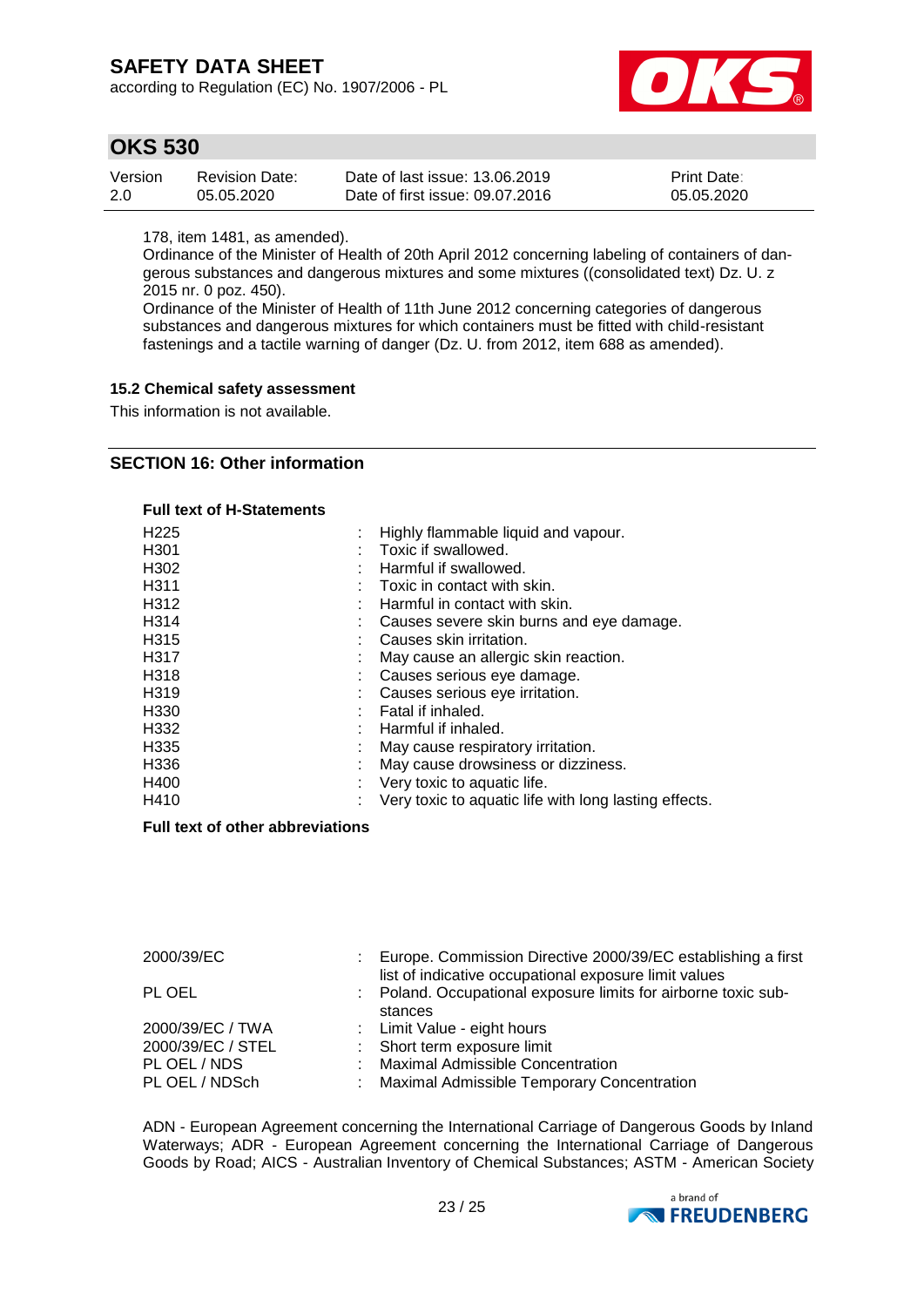178, item 1481, as amended).

Ordinance of the Minister of Health of 20th April 2012 concerning labeling of containers of dangerous substances and dangerous mixtures and some mixtures ((consolidated text) Dz. U. z 2015 nr. 0 poz. 450).

Ordinance of the Minister of Health of 11th June 2012 concerning categories of dangerous substances and dangerous mixtures for which containers must be fitted with child-resistant fastenings and a tactile warning of danger (Dz. U. from 2012, item 688 as amended).

### 15.2 Chemical safety assessment

This information is not available.

## SECTION 16: Other information

**Full text of H-Statements**

| | | |
|---|---|---|
| H225 | : | Highly flammable liquid and vapour. |
| H301 | : | Toxic if swallowed. |
| H302 | : | Harmful if swallowed. |
| H311 | : | Toxic in contact with skin. |
| H312 | : | Harmful in contact with skin. |
| H314 | : | Causes severe skin burns and eye damage. |
| H315 | : | Causes skin irritation. |
| H317 | : | May cause an allergic skin reaction. |
| H318 | : | Causes serious eye damage. |
| H319 | : | Causes serious eye irritation. |
| H330 | : | Fatal if inhaled. |
| H332 | : | Harmful if inhaled. |
| H335 | : | May cause respiratory irritation. |
| H336 | : | May cause drowsiness or dizziness. |
| H400 | : | Very toxic to aquatic life. |
| H410 | : | Very toxic to aquatic life with long lasting effects. |

**Full text of other abbreviations**

| | | |
|---|---|---|
| 2000/39/EC | : | Europe. Commission Directive 2000/39/EC establishing a first list of indicative occupational exposure limit values |
| PL OEL | : | Poland. Occupational exposure limits for airborne toxic substances |
| 2000/39/EC / TWA | : | Limit Value - eight hours |
| 2000/39/EC / STEL | : | Short term exposure limit |
| PL OEL / NDS | : | Maximal Admissible Concentration |
| PL OEL / NDSch | : | Maximal Admissible Temporary Concentration |

ADN - European Agreement concerning the International Carriage of Dangerous Goods by Inland Waterways; ADR - European Agreement concerning the International Carriage of Dangerous Goods by Road; AICS - Australian Inventory of Chemical Substances; ASTM - American Society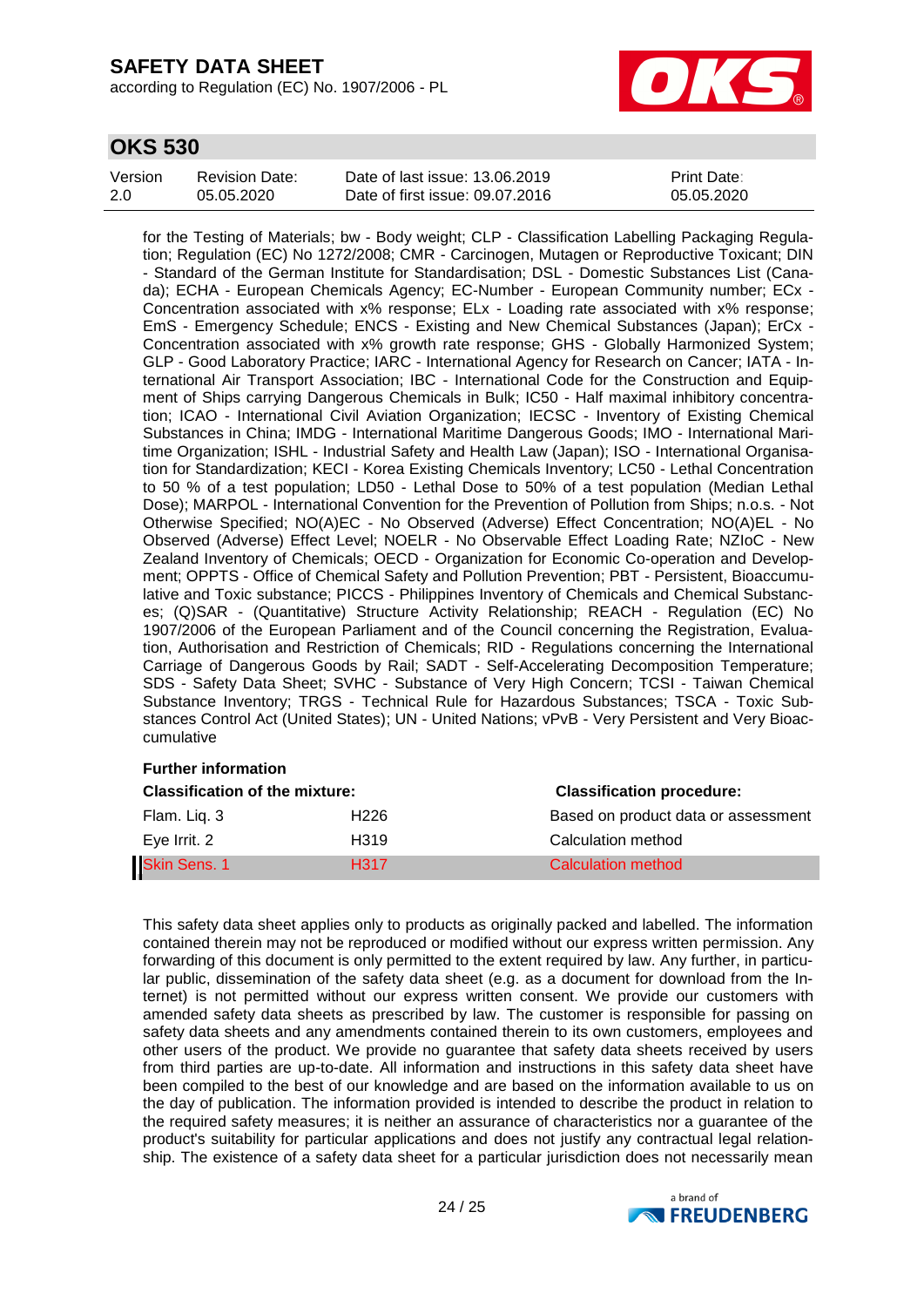for the Testing of Materials; bw - Body weight; CLP - Classification Labelling Packaging Regulation; Regulation (EC) No 1272/2008; CMR - Carcinogen, Mutagen or Reproductive Toxicant; DIN - Standard of the German Institute for Standardisation; DSL - Domestic Substances List (Canada); ECHA - European Chemicals Agency; EC-Number - European Community number; ECx - Concentration associated with x% response; ELx - Loading rate associated with x% response; EmS - Emergency Schedule; ENCS - Existing and New Chemical Substances (Japan); ErCx - Concentration associated with x% growth rate response; GHS - Globally Harmonized System; GLP - Good Laboratory Practice; IARC - International Agency for Research on Cancer; IATA - International Air Transport Association; IBC - International Code for the Construction and Equipment of Ships carrying Dangerous Chemicals in Bulk; IC50 - Half maximal inhibitory concentration; ICAO - International Civil Aviation Organization; IECSC - Inventory of Existing Chemical Substances in China; IMDG - International Maritime Dangerous Goods; IMO - International Maritime Organization; ISHL - Industrial Safety and Health Law (Japan); ISO - International Organisation for Standardization; KECI - Korea Existing Chemicals Inventory; LC50 - Lethal Concentration to 50 % of a test population; LD50 - Lethal Dose to 50% of a test population (Median Lethal Dose); MARPOL - International Convention for the Prevention of Pollution from Ships; n.o.s. - Not Otherwise Specified; NO(A)EC - No Observed (Adverse) Effect Concentration; NO(A)EL - No Observed (Adverse) Effect Level; NOELR - No Observable Effect Loading Rate; NZIoC - New Zealand Inventory of Chemicals; OECD - Organization for Economic Co-operation and Development; OPPTS - Office of Chemical Safety and Pollution Prevention; PBT - Persistent, Bioaccumulative and Toxic substance; PICCS - Philippines Inventory of Chemicals and Chemical Substances; (Q)SAR - (Quantitative) Structure Activity Relationship; REACH - Regulation (EC) No 1907/2006 of the European Parliament and of the Council concerning the Registration, Evaluation, Authorisation and Restriction of Chemicals; RID - Regulations concerning the International Carriage of Dangerous Goods by Rail; SADT - Self-Accelerating Decomposition Temperature; SDS - Safety Data Sheet; SVHC - Substance of Very High Concern; TCSI - Taiwan Chemical Substance Inventory; TRGS - Technical Rule for Hazardous Substances; TSCA - Toxic Substances Control Act (United States); UN - United Nations; vPvB - Very Persistent and Very Bioaccumulative

**Further information**

| **Classification of the mixture:** | | **Classification procedure:** |
|---|---|---|
| Flam. Liq. 3 | H226 | Based on product data or assessment |
| Eye Irrit. 2 | H319 | Calculation method |
| Skin Sens. 1 | H317 | Calculation method |

This safety data sheet applies only to products as originally packed and labelled. The information contained therein may not be reproduced or modified without our express written permission. Any forwarding of this document is only permitted to the extent required by law. Any further, in particular public, dissemination of the safety data sheet (e.g. as a document for download from the Internet) is not permitted without our express written consent. We provide our customers with amended safety data sheets as prescribed by law. The customer is responsible for passing on safety data sheets and any amendments contained therein to its own customers, employees and other users of the product. We provide no guarantee that safety data sheets received by users from third parties are up-to-date. All information and instructions in this safety data sheet have been compiled to the best of our knowledge and are based on the information available to us on the day of publication. The information provided is intended to describe the product in relation to the required safety measures; it is neither an assurance of characteristics nor a guarantee of the product's suitability for particular applications and does not justify any contractual legal relationship. The existence of a safety data sheet for a particular jurisdiction does not necessarily mean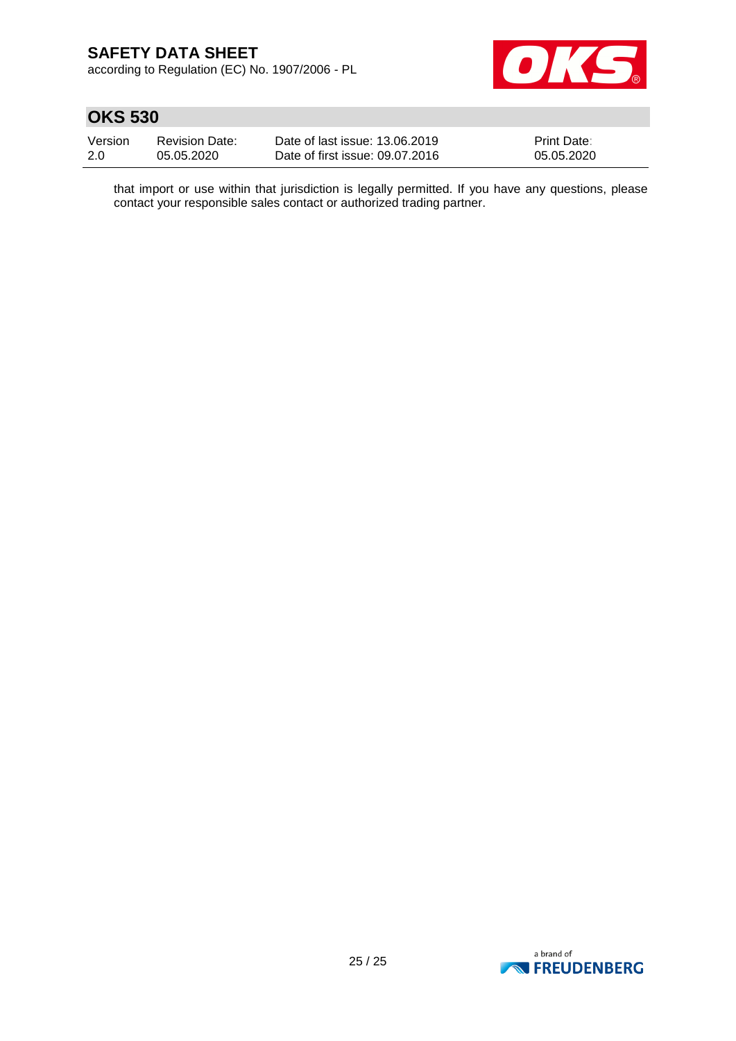that import or use within that jurisdiction is legally permitted. If you have any questions, please contact your responsible sales contact or authorized trading partner.